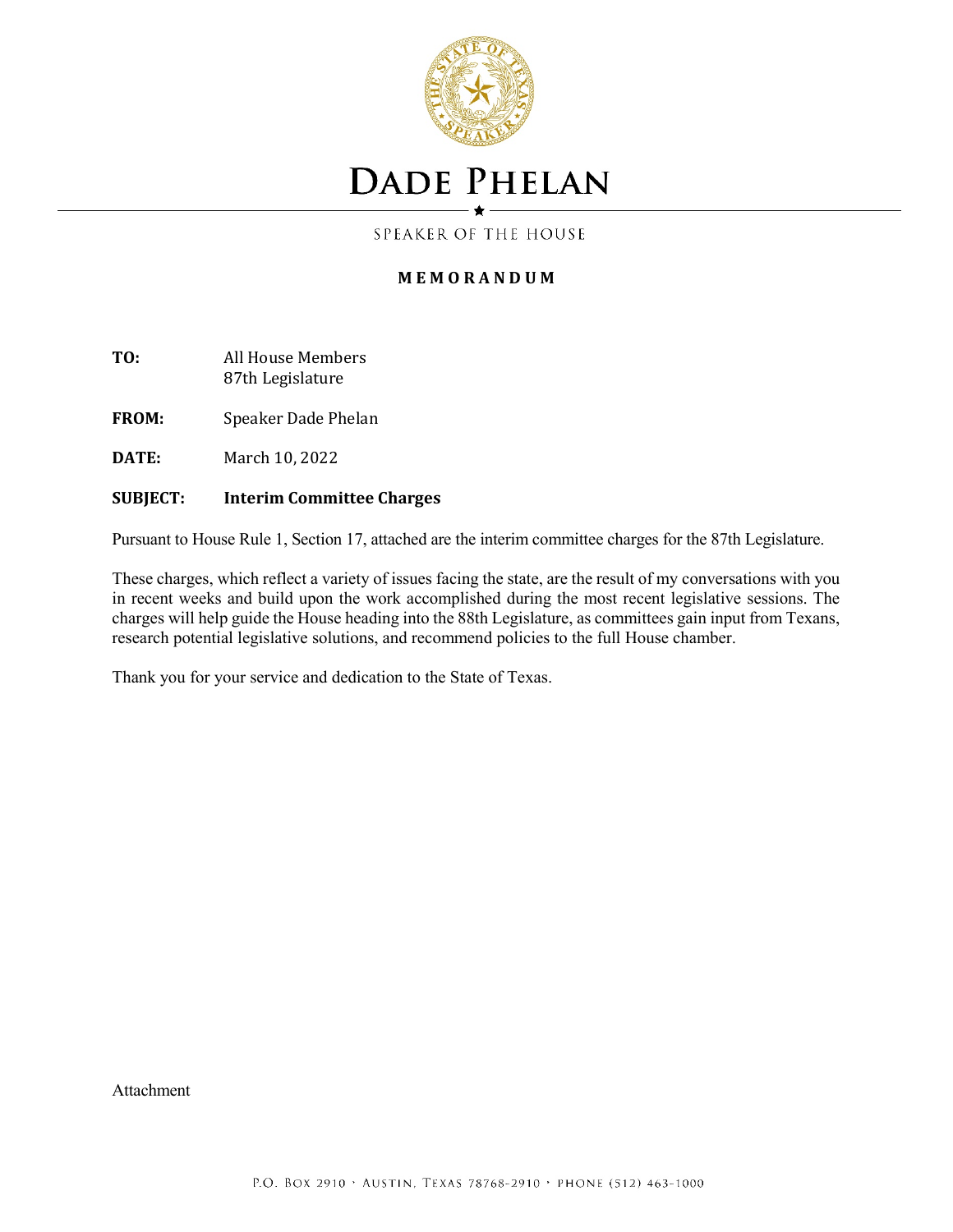# DADE PHELAN

SPEAKER OF THE HOUSE

## MEMORANDUM

**TO:** All House Members
87th Legislature

**FROM:** Speaker Dade Phelan

**DATE:** March 10, 2022

**SUBJECT:** **Interim Committee Charges**

Pursuant to House Rule 1, Section 17, attached are the interim committee charges for the 87th Legislature.

These charges, which reflect a variety of issues facing the state, are the result of my conversations with you in recent weeks and build upon the work accomplished during the most recent legislative sessions. The charges will help guide the House heading into the 88th Legislature, as committees gain input from Texans, research potential legislative solutions, and recommend policies to the full House chamber.

Thank you for your service and dedication to the State of Texas.

Attachment

P.O. Box 2910 • Austin, Texas 78768-2910 • Phone (512) 463-1000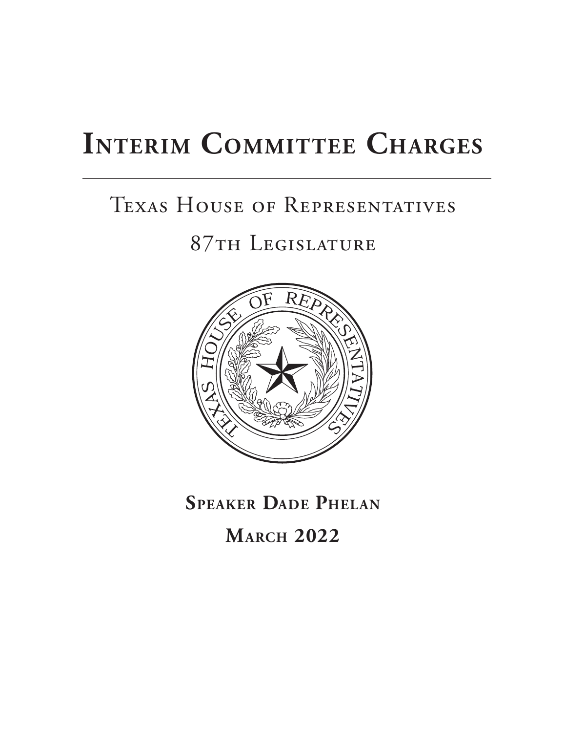# Interim Committee Charges

Texas House of Representatives

87th Legislature

**Speaker Dade Phelan**

**March 2022**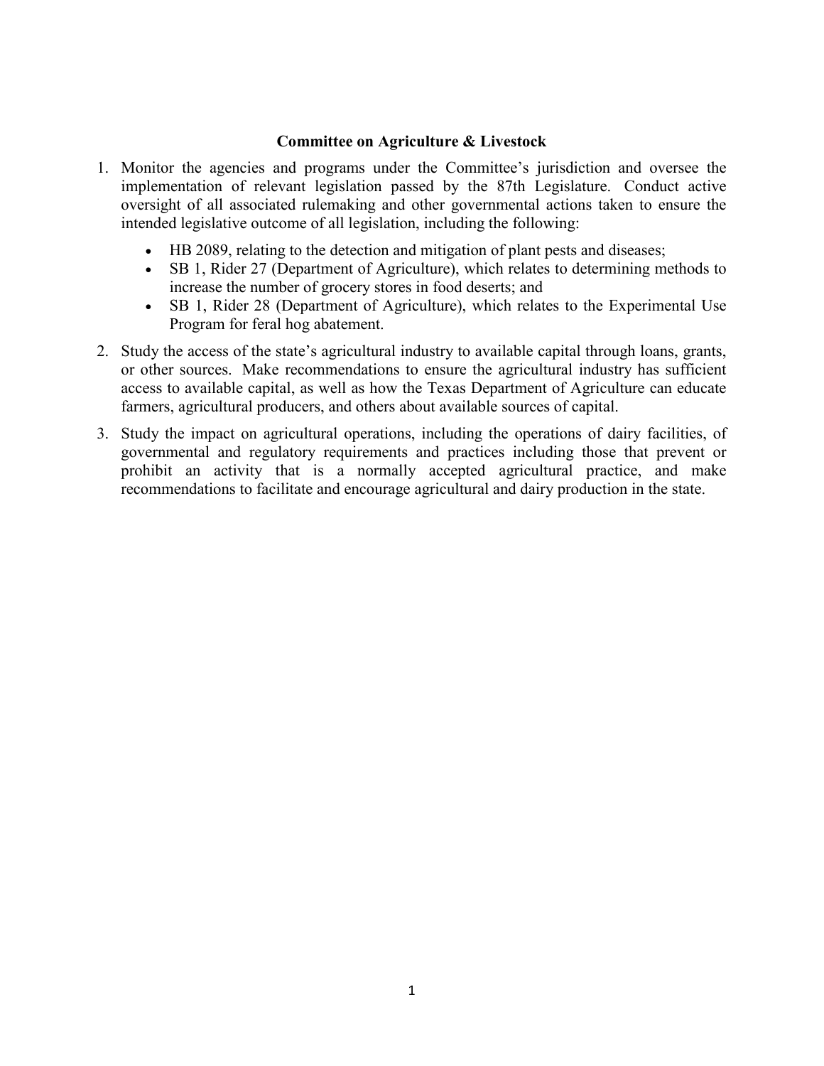## Committee on Agriculture & Livestock

1. Monitor the agencies and programs under the Committee's jurisdiction and oversee the implementation of relevant legislation passed by the 87th Legislature. Conduct active oversight of all associated rulemaking and other governmental actions taken to ensure the intended legislative outcome of all legislation, including the following:

   - HB 2089, relating to the detection and mitigation of plant pests and diseases;
   - SB 1, Rider 27 (Department of Agriculture), which relates to determining methods to increase the number of grocery stores in food deserts; and
   - SB 1, Rider 28 (Department of Agriculture), which relates to the Experimental Use Program for feral hog abatement.

2. Study the access of the state's agricultural industry to available capital through loans, grants, or other sources. Make recommendations to ensure the agricultural industry has sufficient access to available capital, as well as how the Texas Department of Agriculture can educate farmers, agricultural producers, and others about available sources of capital.

3. Study the impact on agricultural operations, including the operations of dairy facilities, of governmental and regulatory requirements and practices including those that prevent or prohibit an activity that is a normally accepted agricultural practice, and make recommendations to facilitate and encourage agricultural and dairy production in the state.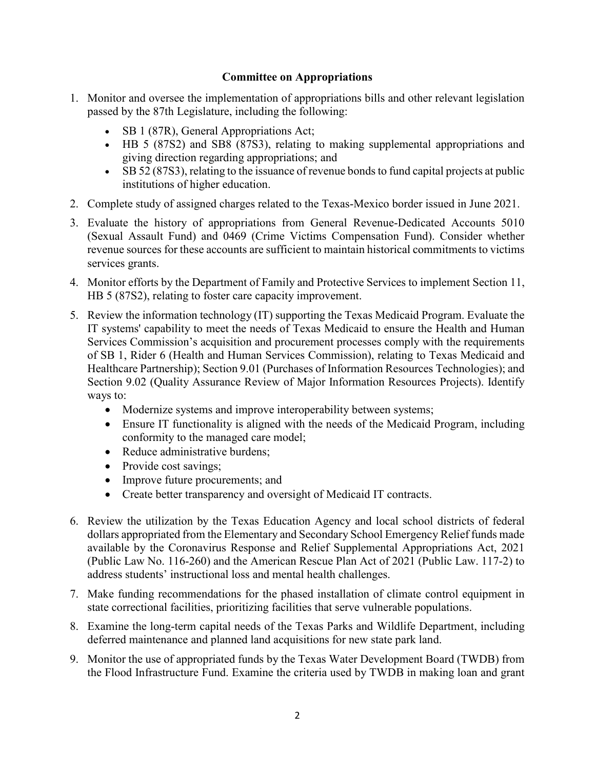**Committee on Appropriations**

1. Monitor and oversee the implementation of appropriations bills and other relevant legislation passed by the 87th Legislature, including the following:
   - SB 1 (87R), General Appropriations Act;
   - HB 5 (87S2) and SB8 (87S3), relating to making supplemental appropriations and giving direction regarding appropriations; and
   - SB 52 (87S3), relating to the issuance of revenue bonds to fund capital projects at public institutions of higher education.
2. Complete study of assigned charges related to the Texas-Mexico border issued in June 2021.
3. Evaluate the history of appropriations from General Revenue-Dedicated Accounts 5010 (Sexual Assault Fund) and 0469 (Crime Victims Compensation Fund). Consider whether revenue sources for these accounts are sufficient to maintain historical commitments to victims services grants.
4. Monitor efforts by the Department of Family and Protective Services to implement Section 11, HB 5 (87S2), relating to foster care capacity improvement.
5. Review the information technology (IT) supporting the Texas Medicaid Program. Evaluate the IT systems' capability to meet the needs of Texas Medicaid to ensure the Health and Human Services Commission's acquisition and procurement processes comply with the requirements of SB 1, Rider 6 (Health and Human Services Commission), relating to Texas Medicaid and Healthcare Partnership); Section 9.01 (Purchases of Information Resources Technologies); and Section 9.02 (Quality Assurance Review of Major Information Resources Projects). Identify ways to:
   - Modernize systems and improve interoperability between systems;
   - Ensure IT functionality is aligned with the needs of the Medicaid Program, including conformity to the managed care model;
   - Reduce administrative burdens;
   - Provide cost savings;
   - Improve future procurements; and
   - Create better transparency and oversight of Medicaid IT contracts.
6. Review the utilization by the Texas Education Agency and local school districts of federal dollars appropriated from the Elementary and Secondary School Emergency Relief funds made available by the Coronavirus Response and Relief Supplemental Appropriations Act, 2021 (Public Law No. 116-260) and the American Rescue Plan Act of 2021 (Public Law. 117-2) to address students' instructional loss and mental health challenges.
7. Make funding recommendations for the phased installation of climate control equipment in state correctional facilities, prioritizing facilities that serve vulnerable populations.
8. Examine the long-term capital needs of the Texas Parks and Wildlife Department, including deferred maintenance and planned land acquisitions for new state park land.
9. Monitor the use of appropriated funds by the Texas Water Development Board (TWDB) from the Flood Infrastructure Fund. Examine the criteria used by TWDB in making loan and grant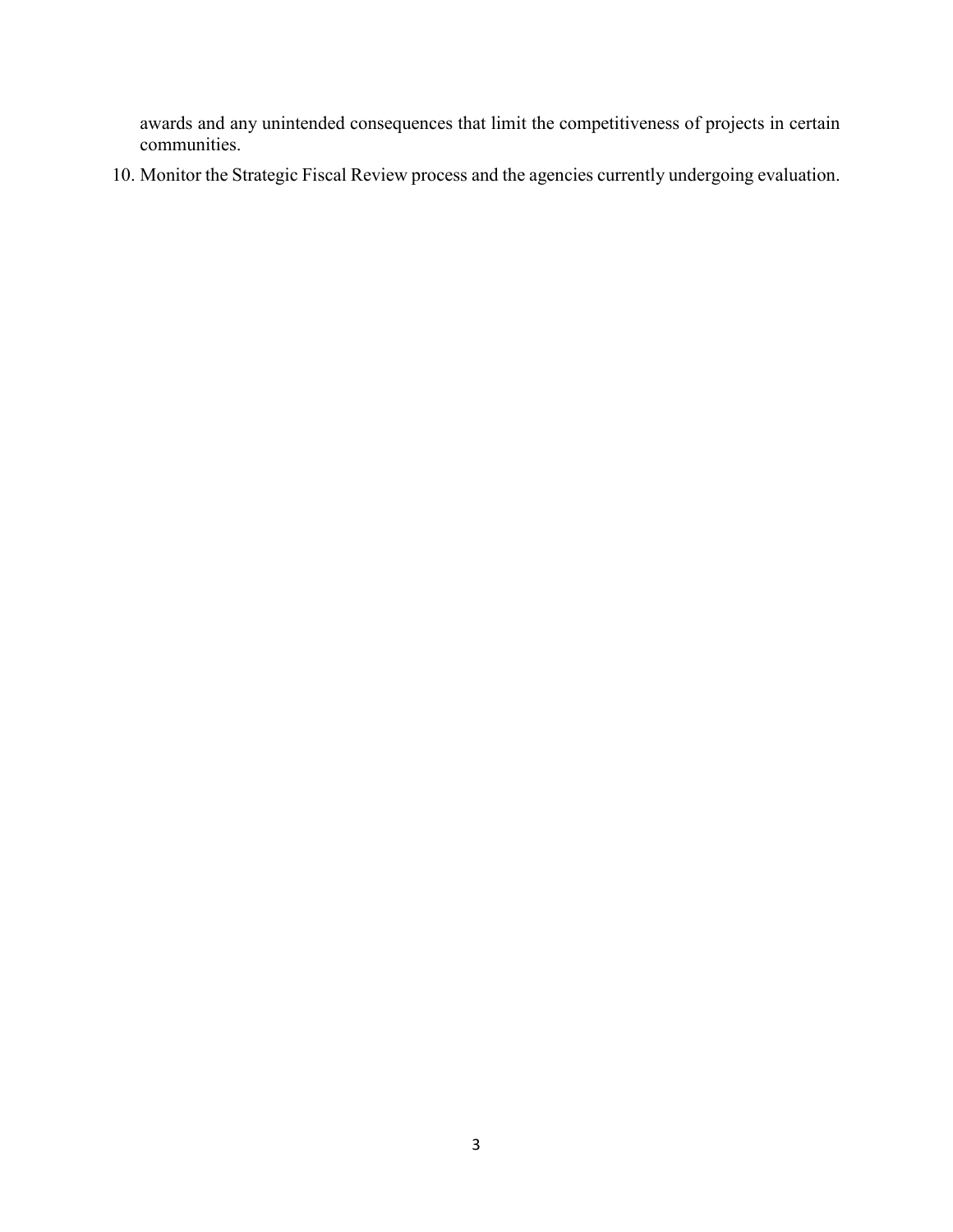awards and any unintended consequences that limit the competitiveness of projects in certain communities.

10. Monitor the Strategic Fiscal Review process and the agencies currently undergoing evaluation.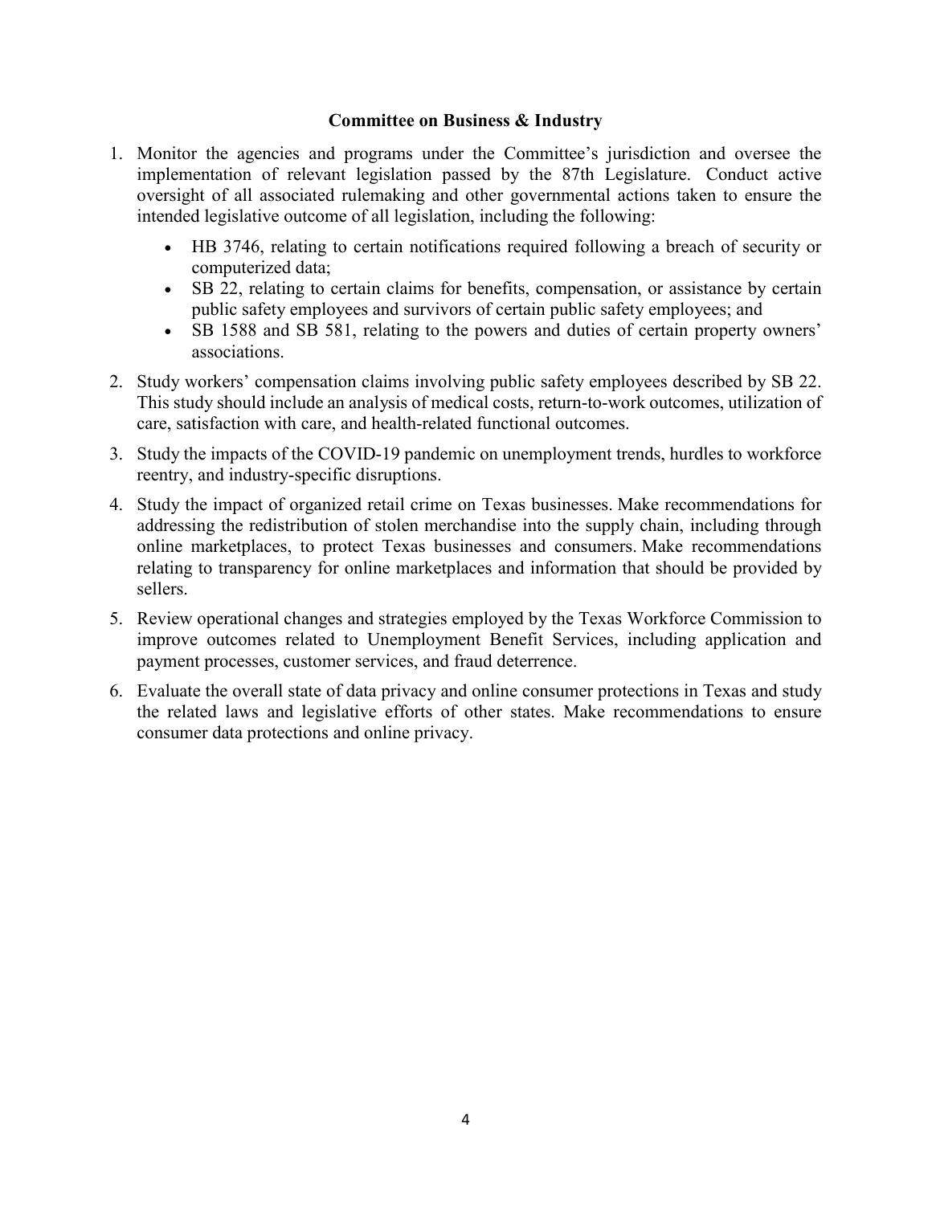## Committee on Business & Industry

1. Monitor the agencies and programs under the Committee's jurisdiction and oversee the implementation of relevant legislation passed by the 87th Legislature. Conduct active oversight of all associated rulemaking and other governmental actions taken to ensure the intended legislative outcome of all legislation, including the following:
   - HB 3746, relating to certain notifications required following a breach of security or computerized data;
   - SB 22, relating to certain claims for benefits, compensation, or assistance by certain public safety employees and survivors of certain public safety employees; and
   - SB 1588 and SB 581, relating to the powers and duties of certain property owners' associations.
2. Study workers' compensation claims involving public safety employees described by SB 22. This study should include an analysis of medical costs, return-to-work outcomes, utilization of care, satisfaction with care, and health-related functional outcomes.
3. Study the impacts of the COVID-19 pandemic on unemployment trends, hurdles to workforce reentry, and industry-specific disruptions.
4. Study the impact of organized retail crime on Texas businesses. Make recommendations for addressing the redistribution of stolen merchandise into the supply chain, including through online marketplaces, to protect Texas businesses and consumers. Make recommendations relating to transparency for online marketplaces and information that should be provided by sellers.
5. Review operational changes and strategies employed by the Texas Workforce Commission to improve outcomes related to Unemployment Benefit Services, including application and payment processes, customer services, and fraud deterrence.
6. Evaluate the overall state of data privacy and online consumer protections in Texas and study the related laws and legislative efforts of other states. Make recommendations to ensure consumer data protections and online privacy.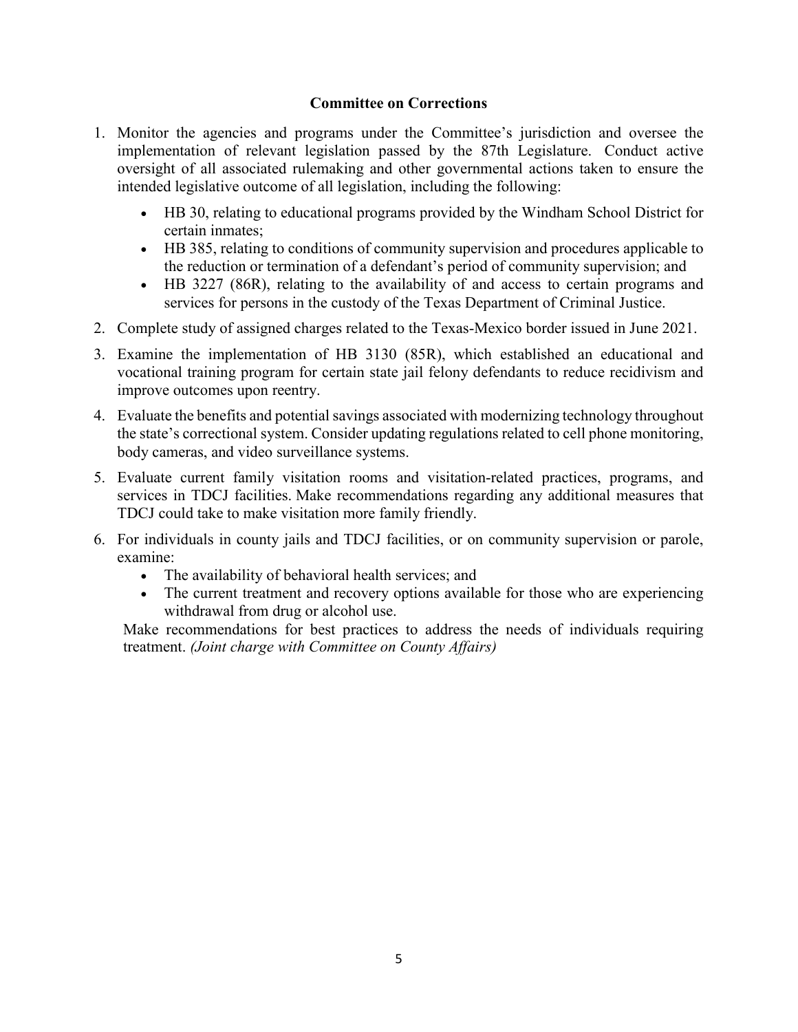## Committee on Corrections

1. Monitor the agencies and programs under the Committee's jurisdiction and oversee the implementation of relevant legislation passed by the 87th Legislature. Conduct active oversight of all associated rulemaking and other governmental actions taken to ensure the intended legislative outcome of all legislation, including the following:
   - HB 30, relating to educational programs provided by the Windham School District for certain inmates;
   - HB 385, relating to conditions of community supervision and procedures applicable to the reduction or termination of a defendant's period of community supervision; and
   - HB 3227 (86R), relating to the availability of and access to certain programs and services for persons in the custody of the Texas Department of Criminal Justice.
2. Complete study of assigned charges related to the Texas-Mexico border issued in June 2021.
3. Examine the implementation of HB 3130 (85R), which established an educational and vocational training program for certain state jail felony defendants to reduce recidivism and improve outcomes upon reentry.
4. Evaluate the benefits and potential savings associated with modernizing technology throughout the state's correctional system. Consider updating regulations related to cell phone monitoring, body cameras, and video surveillance systems.
5. Evaluate current family visitation rooms and visitation-related practices, programs, and services in TDCJ facilities. Make recommendations regarding any additional measures that TDCJ could take to make visitation more family friendly.
6. For individuals in county jails and TDCJ facilities, or on community supervision or parole, examine:
   - The availability of behavioral health services; and
   - The current treatment and recovery options available for those who are experiencing withdrawal from drug or alcohol use.

   Make recommendations for best practices to address the needs of individuals requiring treatment. *(Joint charge with Committee on County Affairs)*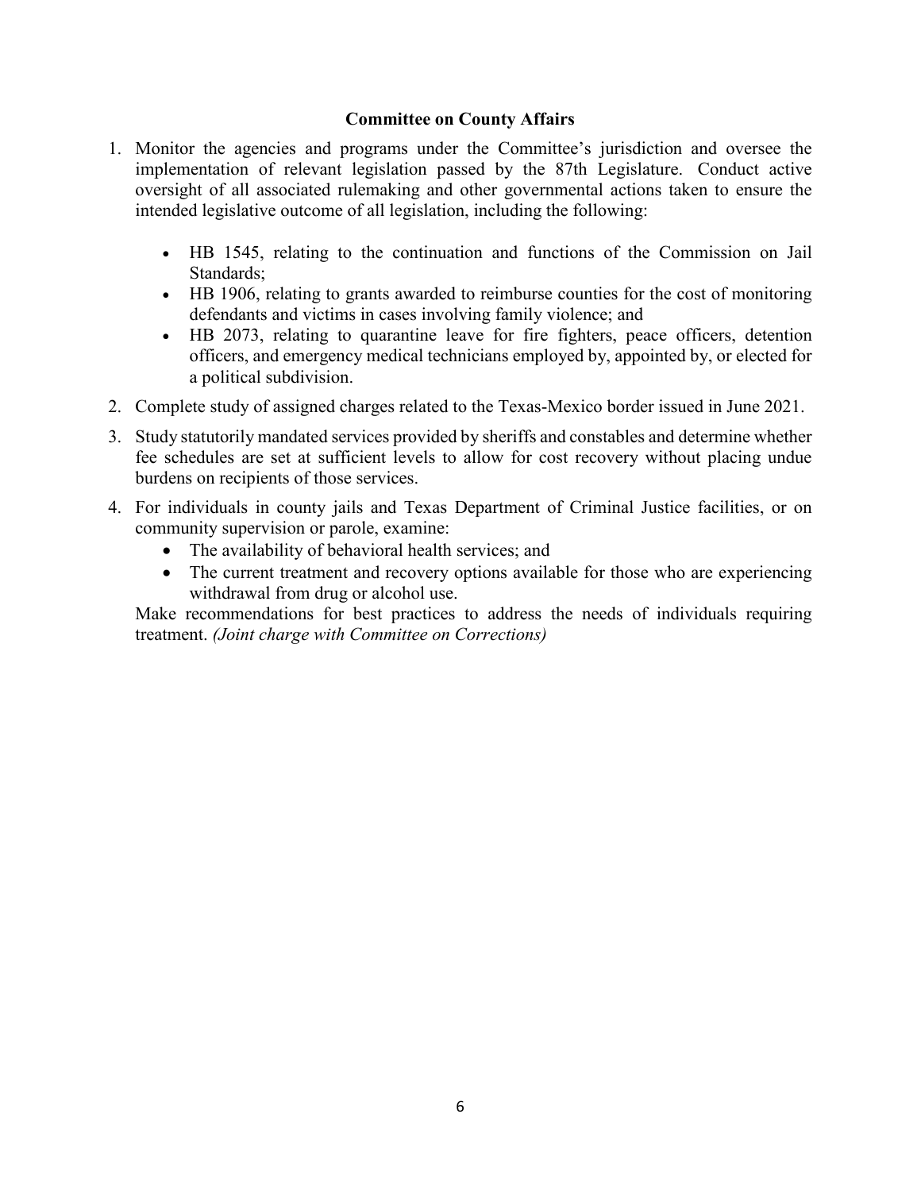## Committee on County Affairs

1. Monitor the agencies and programs under the Committee's jurisdiction and oversee the implementation of relevant legislation passed by the 87th Legislature. Conduct active oversight of all associated rulemaking and other governmental actions taken to ensure the intended legislative outcome of all legislation, including the following:

   - HB 1545, relating to the continuation and functions of the Commission on Jail Standards;
   - HB 1906, relating to grants awarded to reimburse counties for the cost of monitoring defendants and victims in cases involving family violence; and
   - HB 2073, relating to quarantine leave for fire fighters, peace officers, detention officers, and emergency medical technicians employed by, appointed by, or elected for a political subdivision.

2. Complete study of assigned charges related to the Texas-Mexico border issued in June 2021.

3. Study statutorily mandated services provided by sheriffs and constables and determine whether fee schedules are set at sufficient levels to allow for cost recovery without placing undue burdens on recipients of those services.

4. For individuals in county jails and Texas Department of Criminal Justice facilities, or on community supervision or parole, examine:
   - The availability of behavioral health services; and
   - The current treatment and recovery options available for those who are experiencing withdrawal from drug or alcohol use.

   Make recommendations for best practices to address the needs of individuals requiring treatment. *(Joint charge with Committee on Corrections)*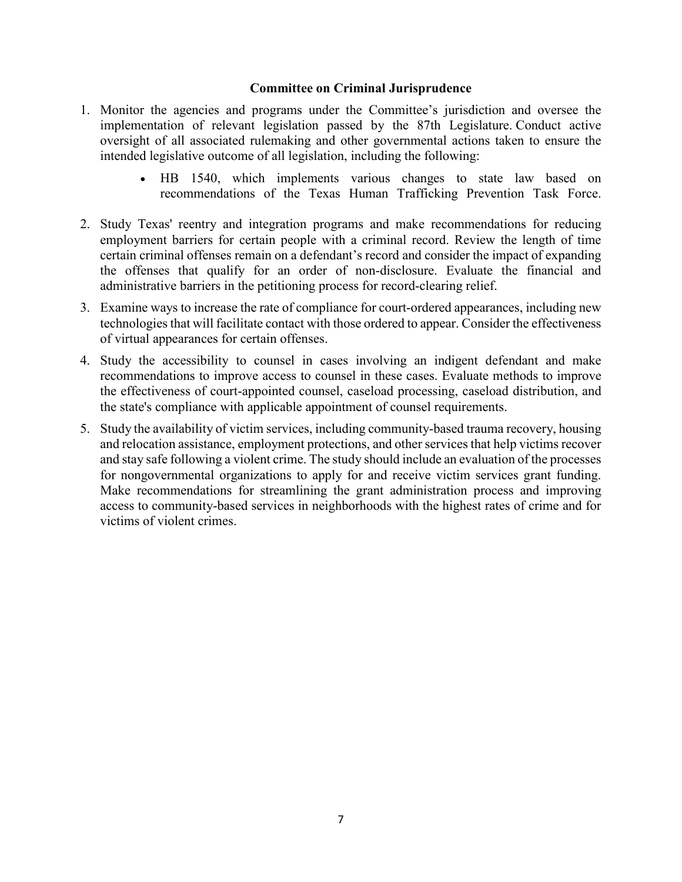**Committee on Criminal Jurisprudence**

1. Monitor the agencies and programs under the Committee's jurisdiction and oversee the implementation of relevant legislation passed by the 87th Legislature. Conduct active oversight of all associated rulemaking and other governmental actions taken to ensure the intended legislative outcome of all legislation, including the following:
    - HB 1540, which implements various changes to state law based on recommendations of the Texas Human Trafficking Prevention Task Force.
2. Study Texas' reentry and integration programs and make recommendations for reducing employment barriers for certain people with a criminal record. Review the length of time certain criminal offenses remain on a defendant's record and consider the impact of expanding the offenses that qualify for an order of non-disclosure. Evaluate the financial and administrative barriers in the petitioning process for record-clearing relief.
3. Examine ways to increase the rate of compliance for court-ordered appearances, including new technologies that will facilitate contact with those ordered to appear. Consider the effectiveness of virtual appearances for certain offenses.
4. Study the accessibility to counsel in cases involving an indigent defendant and make recommendations to improve access to counsel in these cases. Evaluate methods to improve the effectiveness of court-appointed counsel, caseload processing, caseload distribution, and the state's compliance with applicable appointment of counsel requirements.
5. Study the availability of victim services, including community-based trauma recovery, housing and relocation assistance, employment protections, and other services that help victims recover and stay safe following a violent crime. The study should include an evaluation of the processes for nongovernmental organizations to apply for and receive victim services grant funding. Make recommendations for streamlining the grant administration process and improving access to community-based services in neighborhoods with the highest rates of crime and for victims of violent crimes.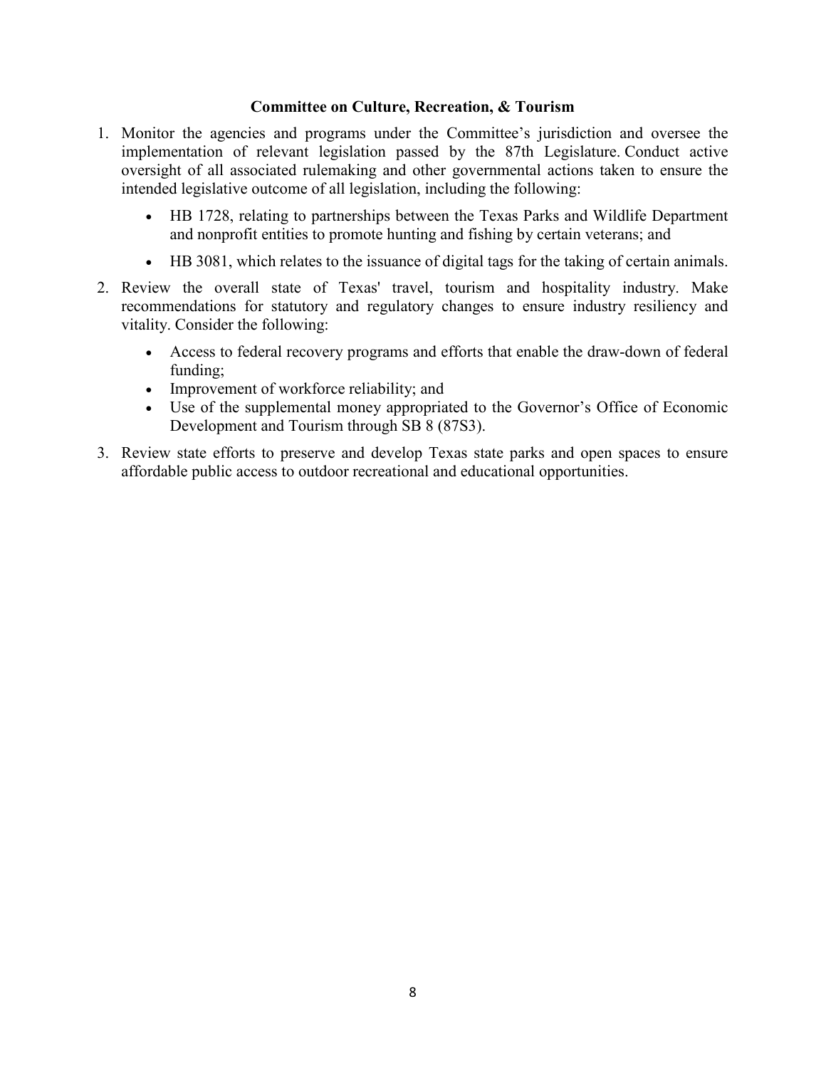### Committee on Culture, Recreation, & Tourism

1. Monitor the agencies and programs under the Committee's jurisdiction and oversee the implementation of relevant legislation passed by the 87th Legislature. Conduct active oversight of all associated rulemaking and other governmental actions taken to ensure the intended legislative outcome of all legislation, including the following:
   - HB 1728, relating to partnerships between the Texas Parks and Wildlife Department and nonprofit entities to promote hunting and fishing by certain veterans; and
   - HB 3081, which relates to the issuance of digital tags for the taking of certain animals.
2. Review the overall state of Texas' travel, tourism and hospitality industry. Make recommendations for statutory and regulatory changes to ensure industry resiliency and vitality. Consider the following:
   - Access to federal recovery programs and efforts that enable the draw-down of federal funding;
   - Improvement of workforce reliability; and
   - Use of the supplemental money appropriated to the Governor's Office of Economic Development and Tourism through SB 8 (87S3).
3. Review state efforts to preserve and develop Texas state parks and open spaces to ensure affordable public access to outdoor recreational and educational opportunities.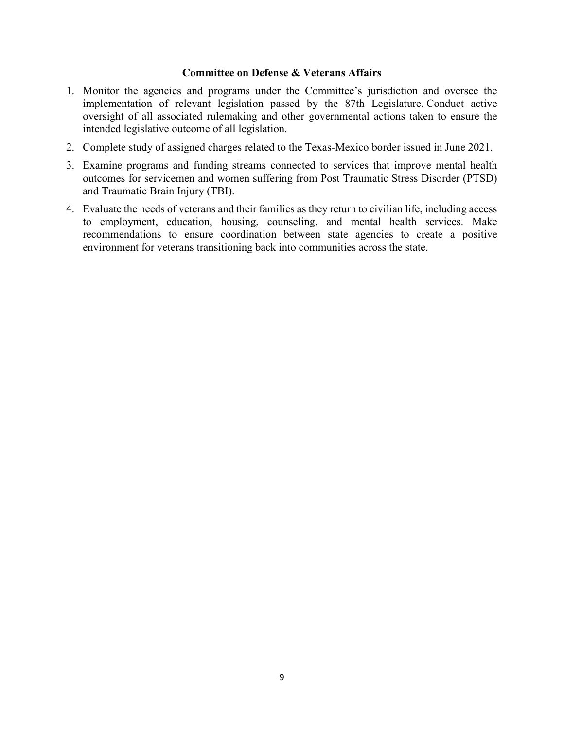**Committee on Defense & Veterans Affairs**

1. Monitor the agencies and programs under the Committee's jurisdiction and oversee the implementation of relevant legislation passed by the 87th Legislature. Conduct active oversight of all associated rulemaking and other governmental actions taken to ensure the intended legislative outcome of all legislation.
2. Complete study of assigned charges related to the Texas-Mexico border issued in June 2021.
3. Examine programs and funding streams connected to services that improve mental health outcomes for servicemen and women suffering from Post Traumatic Stress Disorder (PTSD) and Traumatic Brain Injury (TBI).
4. Evaluate the needs of veterans and their families as they return to civilian life, including access to employment, education, housing, counseling, and mental health services. Make recommendations to ensure coordination between state agencies to create a positive environment for veterans transitioning back into communities across the state.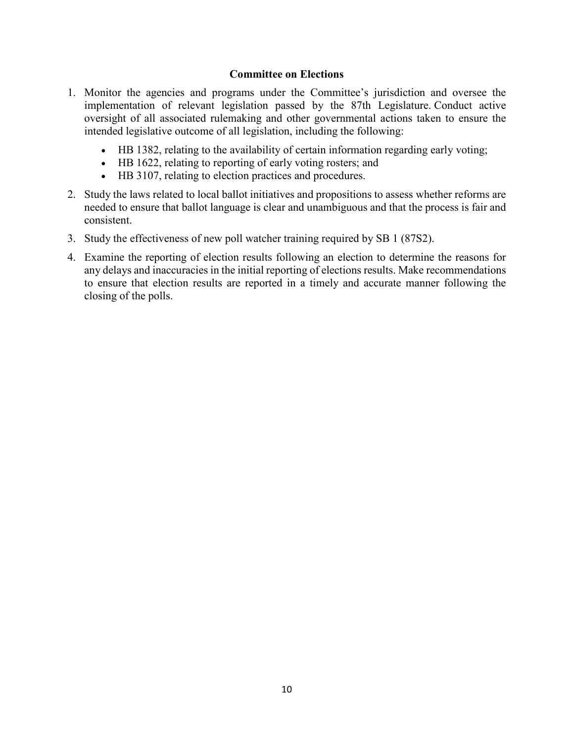### Committee on Elections

1. Monitor the agencies and programs under the Committee's jurisdiction and oversee the implementation of relevant legislation passed by the 87th Legislature. Conduct active oversight of all associated rulemaking and other governmental actions taken to ensure the intended legislative outcome of all legislation, including the following:
   - HB 1382, relating to the availability of certain information regarding early voting;
   - HB 1622, relating to reporting of early voting rosters; and
   - HB 3107, relating to election practices and procedures.
2. Study the laws related to local ballot initiatives and propositions to assess whether reforms are needed to ensure that ballot language is clear and unambiguous and that the process is fair and consistent.
3. Study the effectiveness of new poll watcher training required by SB 1 (87S2).
4. Examine the reporting of election results following an election to determine the reasons for any delays and inaccuracies in the initial reporting of elections results. Make recommendations to ensure that election results are reported in a timely and accurate manner following the closing of the polls.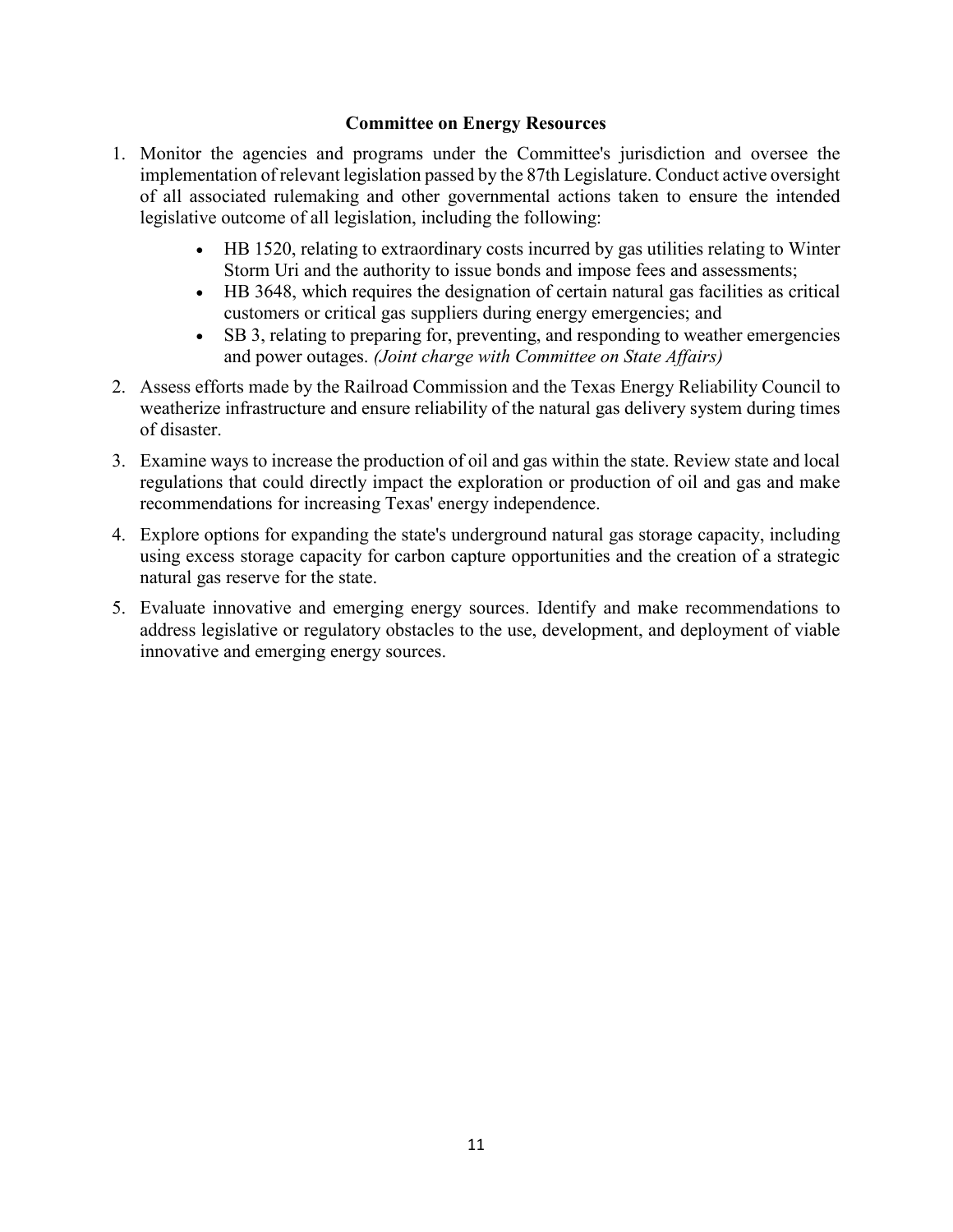## Committee on Energy Resources

1. Monitor the agencies and programs under the Committee's jurisdiction and oversee the implementation of relevant legislation passed by the 87th Legislature. Conduct active oversight of all associated rulemaking and other governmental actions taken to ensure the intended legislative outcome of all legislation, including the following:
    - HB 1520, relating to extraordinary costs incurred by gas utilities relating to Winter Storm Uri and the authority to issue bonds and impose fees and assessments;
    - HB 3648, which requires the designation of certain natural gas facilities as critical customers or critical gas suppliers during energy emergencies; and
    - SB 3, relating to preparing for, preventing, and responding to weather emergencies and power outages. *(Joint charge with Committee on State Affairs)*
2. Assess efforts made by the Railroad Commission and the Texas Energy Reliability Council to weatherize infrastructure and ensure reliability of the natural gas delivery system during times of disaster.
3. Examine ways to increase the production of oil and gas within the state. Review state and local regulations that could directly impact the exploration or production of oil and gas and make recommendations for increasing Texas' energy independence.
4. Explore options for expanding the state's underground natural gas storage capacity, including using excess storage capacity for carbon capture opportunities and the creation of a strategic natural gas reserve for the state.
5. Evaluate innovative and emerging energy sources. Identify and make recommendations to address legislative or regulatory obstacles to the use, development, and deployment of viable innovative and emerging energy sources.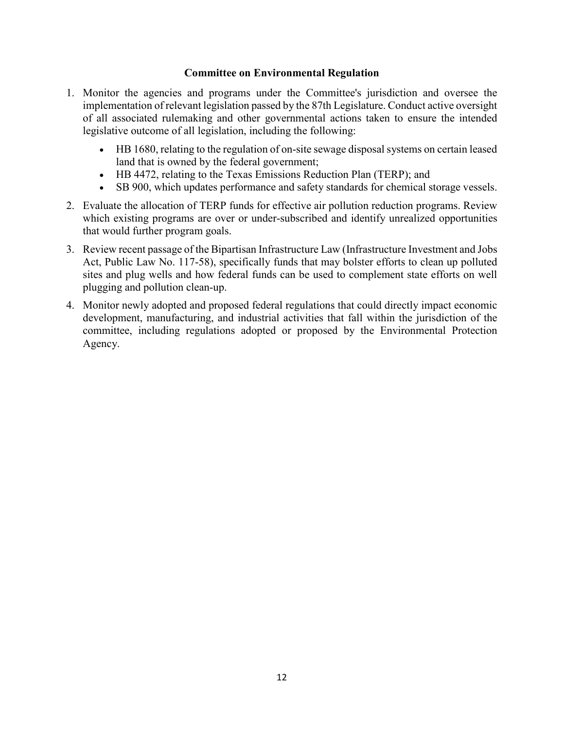## Committee on Environmental Regulation

1. Monitor the agencies and programs under the Committee's jurisdiction and oversee the implementation of relevant legislation passed by the 87th Legislature. Conduct active oversight of all associated rulemaking and other governmental actions taken to ensure the intended legislative outcome of all legislation, including the following:
   - HB 1680, relating to the regulation of on-site sewage disposal systems on certain leased land that is owned by the federal government;
   - HB 4472, relating to the Texas Emissions Reduction Plan (TERP); and
   - SB 900, which updates performance and safety standards for chemical storage vessels.
2. Evaluate the allocation of TERP funds for effective air pollution reduction programs. Review which existing programs are over or under-subscribed and identify unrealized opportunities that would further program goals.
3. Review recent passage of the Bipartisan Infrastructure Law (Infrastructure Investment and Jobs Act, Public Law No. 117-58), specifically funds that may bolster efforts to clean up polluted sites and plug wells and how federal funds can be used to complement state efforts on well plugging and pollution clean-up.
4. Monitor newly adopted and proposed federal regulations that could directly impact economic development, manufacturing, and industrial activities that fall within the jurisdiction of the committee, including regulations adopted or proposed by the Environmental Protection Agency.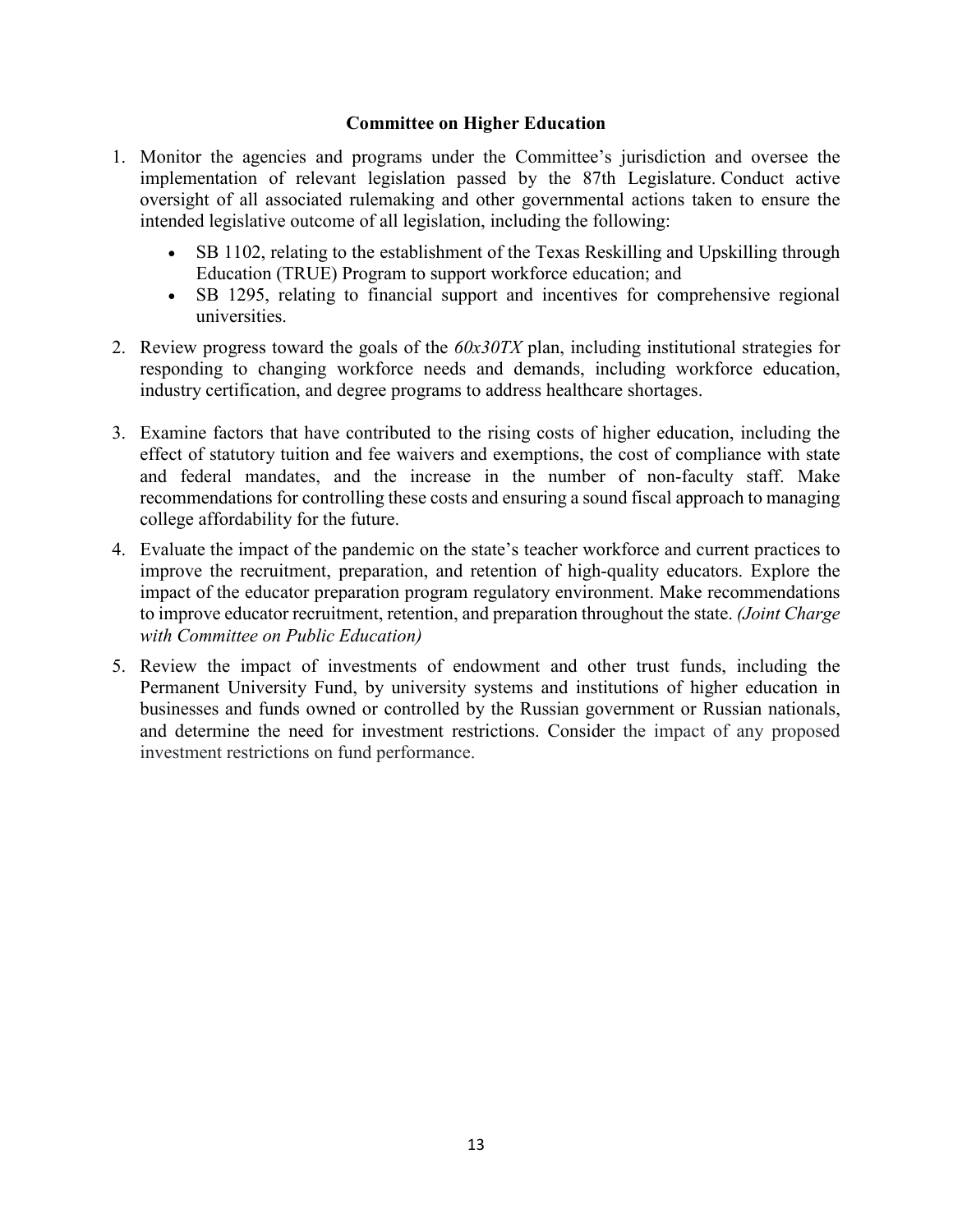## Committee on Higher Education

1. Monitor the agencies and programs under the Committee's jurisdiction and oversee the implementation of relevant legislation passed by the 87th Legislature. Conduct active oversight of all associated rulemaking and other governmental actions taken to ensure the intended legislative outcome of all legislation, including the following:
   - SB 1102, relating to the establishment of the Texas Reskilling and Upskilling through Education (TRUE) Program to support workforce education; and
   - SB 1295, relating to financial support and incentives for comprehensive regional universities.
2. Review progress toward the goals of the *60x30TX* plan, including institutional strategies for responding to changing workforce needs and demands, including workforce education, industry certification, and degree programs to address healthcare shortages.
3. Examine factors that have contributed to the rising costs of higher education, including the effect of statutory tuition and fee waivers and exemptions, the cost of compliance with state and federal mandates, and the increase in the number of non-faculty staff. Make recommendations for controlling these costs and ensuring a sound fiscal approach to managing college affordability for the future.
4. Evaluate the impact of the pandemic on the state's teacher workforce and current practices to improve the recruitment, preparation, and retention of high-quality educators. Explore the impact of the educator preparation program regulatory environment. Make recommendations to improve educator recruitment, retention, and preparation throughout the state. *(Joint Charge with Committee on Public Education)*
5. Review the impact of investments of endowment and other trust funds, including the Permanent University Fund, by university systems and institutions of higher education in businesses and funds owned or controlled by the Russian government or Russian nationals, and determine the need for investment restrictions. Consider the impact of any proposed investment restrictions on fund performance.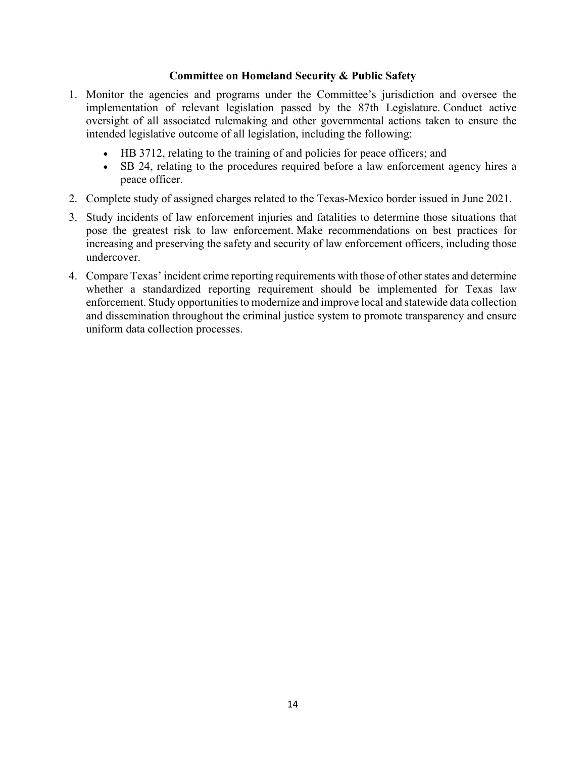## Committee on Homeland Security & Public Safety

1. Monitor the agencies and programs under the Committee's jurisdiction and oversee the implementation of relevant legislation passed by the 87th Legislature. Conduct active oversight of all associated rulemaking and other governmental actions taken to ensure the intended legislative outcome of all legislation, including the following:
   - HB 3712, relating to the training of and policies for peace officers; and
   - SB 24, relating to the procedures required before a law enforcement agency hires a peace officer.
2. Complete study of assigned charges related to the Texas-Mexico border issued in June 2021.
3. Study incidents of law enforcement injuries and fatalities to determine those situations that pose the greatest risk to law enforcement. Make recommendations on best practices for increasing and preserving the safety and security of law enforcement officers, including those undercover.
4. Compare Texas' incident crime reporting requirements with those of other states and determine whether a standardized reporting requirement should be implemented for Texas law enforcement. Study opportunities to modernize and improve local and statewide data collection and dissemination throughout the criminal justice system to promote transparency and ensure uniform data collection processes.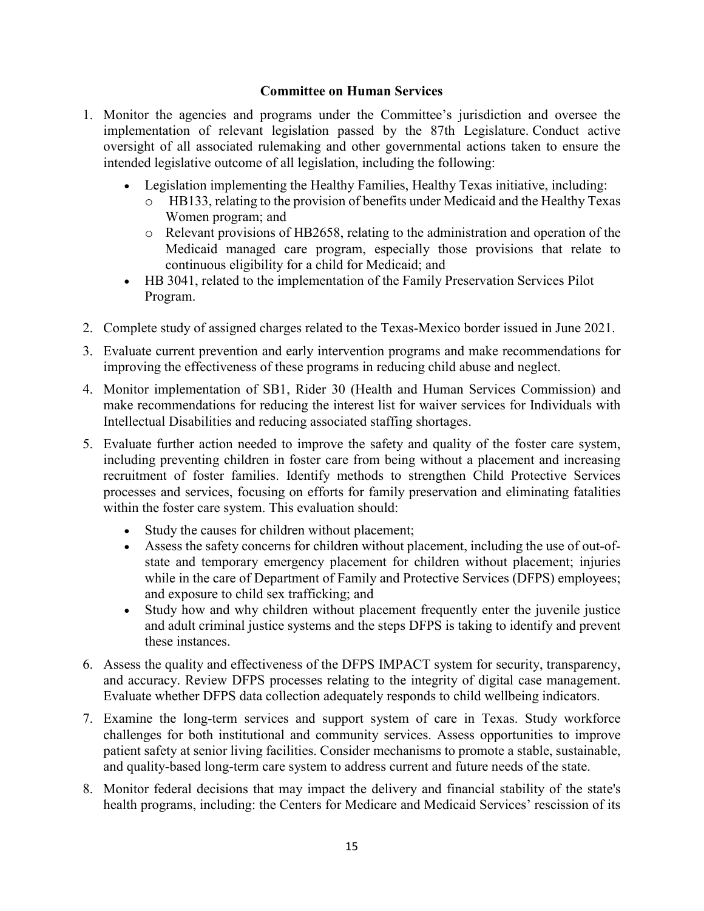**Committee on Human Services**

1. Monitor the agencies and programs under the Committee's jurisdiction and oversee the implementation of relevant legislation passed by the 87th Legislature. Conduct active oversight of all associated rulemaking and other governmental actions taken to ensure the intended legislative outcome of all legislation, including the following:
   - Legislation implementing the Healthy Families, Healthy Texas initiative, including:
     - HB133, relating to the provision of benefits under Medicaid and the Healthy Texas Women program; and
     - Relevant provisions of HB2658, relating to the administration and operation of the Medicaid managed care program, especially those provisions that relate to continuous eligibility for a child for Medicaid; and
   - HB 3041, related to the implementation of the Family Preservation Services Pilot Program.
2. Complete study of assigned charges related to the Texas-Mexico border issued in June 2021.
3. Evaluate current prevention and early intervention programs and make recommendations for improving the effectiveness of these programs in reducing child abuse and neglect.
4. Monitor implementation of SB1, Rider 30 (Health and Human Services Commission) and make recommendations for reducing the interest list for waiver services for Individuals with Intellectual Disabilities and reducing associated staffing shortages.
5. Evaluate further action needed to improve the safety and quality of the foster care system, including preventing children in foster care from being without a placement and increasing recruitment of foster families. Identify methods to strengthen Child Protective Services processes and services, focusing on efforts for family preservation and eliminating fatalities within the foster care system. This evaluation should:
   - Study the causes for children without placement;
   - Assess the safety concerns for children without placement, including the use of out-of-state and temporary emergency placement for children without placement; injuries while in the care of Department of Family and Protective Services (DFPS) employees; and exposure to child sex trafficking; and
   - Study how and why children without placement frequently enter the juvenile justice and adult criminal justice systems and the steps DFPS is taking to identify and prevent these instances.
6. Assess the quality and effectiveness of the DFPS IMPACT system for security, transparency, and accuracy. Review DFPS processes relating to the integrity of digital case management. Evaluate whether DFPS data collection adequately responds to child wellbeing indicators.
7. Examine the long-term services and support system of care in Texas. Study workforce challenges for both institutional and community services. Assess opportunities to improve patient safety at senior living facilities. Consider mechanisms to promote a stable, sustainable, and quality-based long-term care system to address current and future needs of the state.
8. Monitor federal decisions that may impact the delivery and financial stability of the state's health programs, including: the Centers for Medicare and Medicaid Services' rescission of its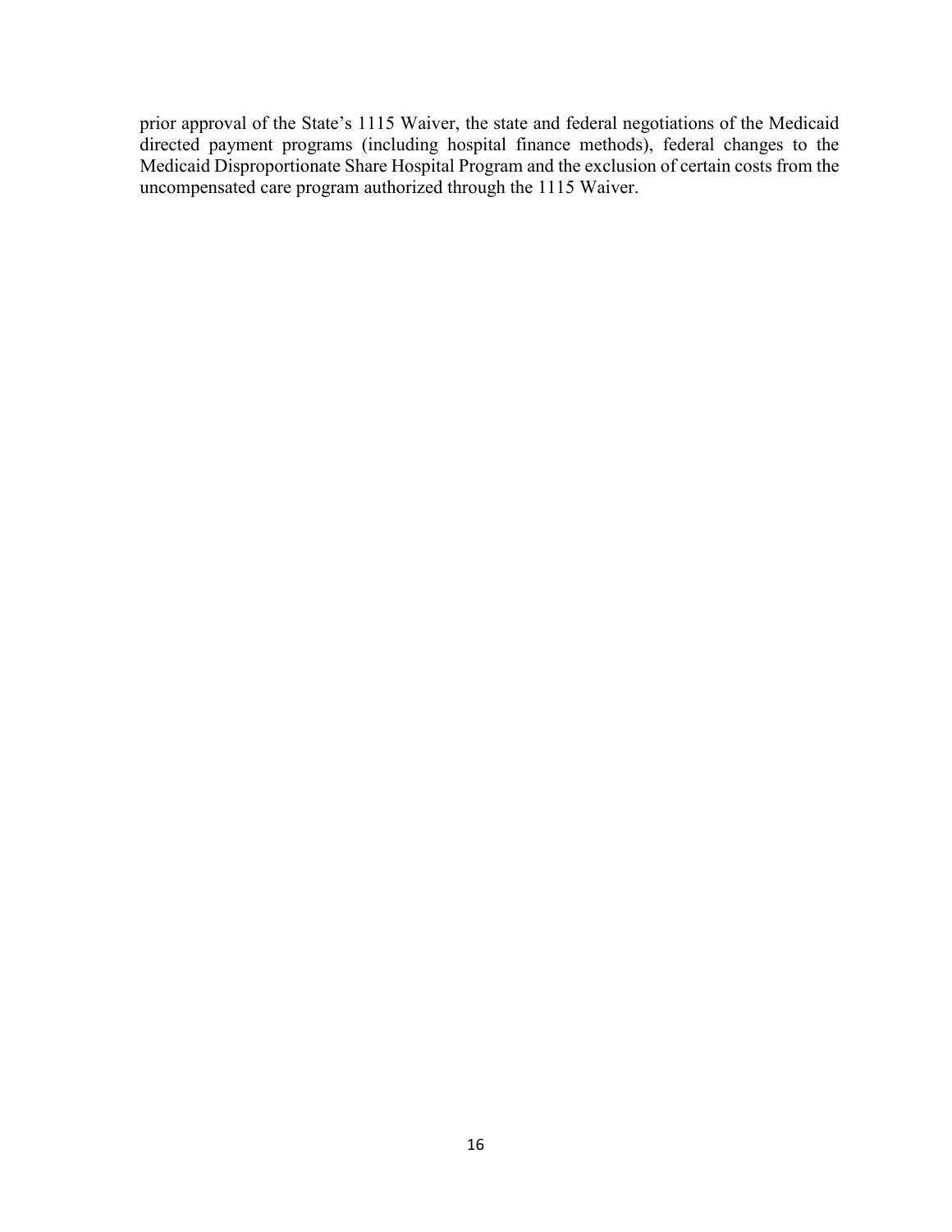prior approval of the State's 1115 Waiver, the state and federal negotiations of the Medicaid directed payment programs (including hospital finance methods), federal changes to the Medicaid Disproportionate Share Hospital Program and the exclusion of certain costs from the uncompensated care program authorized through the 1115 Waiver.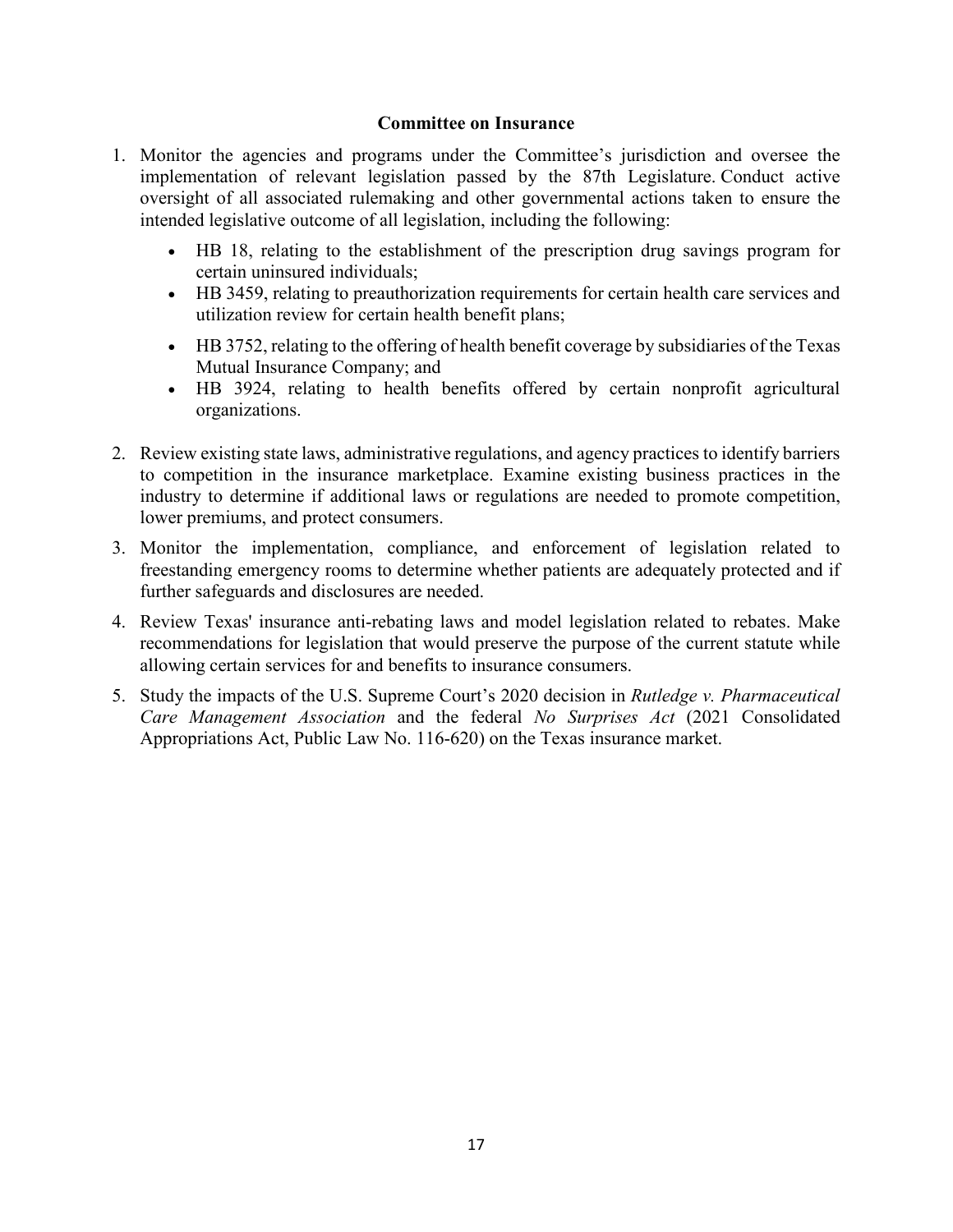## Committee on Insurance

1. Monitor the agencies and programs under the Committee's jurisdiction and oversee the implementation of relevant legislation passed by the 87th Legislature. Conduct active oversight of all associated rulemaking and other governmental actions taken to ensure the intended legislative outcome of all legislation, including the following:
   - HB 18, relating to the establishment of the prescription drug savings program for certain uninsured individuals;
   - HB 3459, relating to preauthorization requirements for certain health care services and utilization review for certain health benefit plans;
   - HB 3752, relating to the offering of health benefit coverage by subsidiaries of the Texas Mutual Insurance Company; and
   - HB 3924, relating to health benefits offered by certain nonprofit agricultural organizations.

2. Review existing state laws, administrative regulations, and agency practices to identify barriers to competition in the insurance marketplace. Examine existing business practices in the industry to determine if additional laws or regulations are needed to promote competition, lower premiums, and protect consumers.

3. Monitor the implementation, compliance, and enforcement of legislation related to freestanding emergency rooms to determine whether patients are adequately protected and if further safeguards and disclosures are needed.

4. Review Texas' insurance anti-rebating laws and model legislation related to rebates. Make recommendations for legislation that would preserve the purpose of the current statute while allowing certain services for and benefits to insurance consumers.

5. Study the impacts of the U.S. Supreme Court's 2020 decision in *Rutledge v. Pharmaceutical Care Management Association* and the federal *No Surprises Act* (2021 Consolidated Appropriations Act, Public Law No. 116-620) on the Texas insurance market.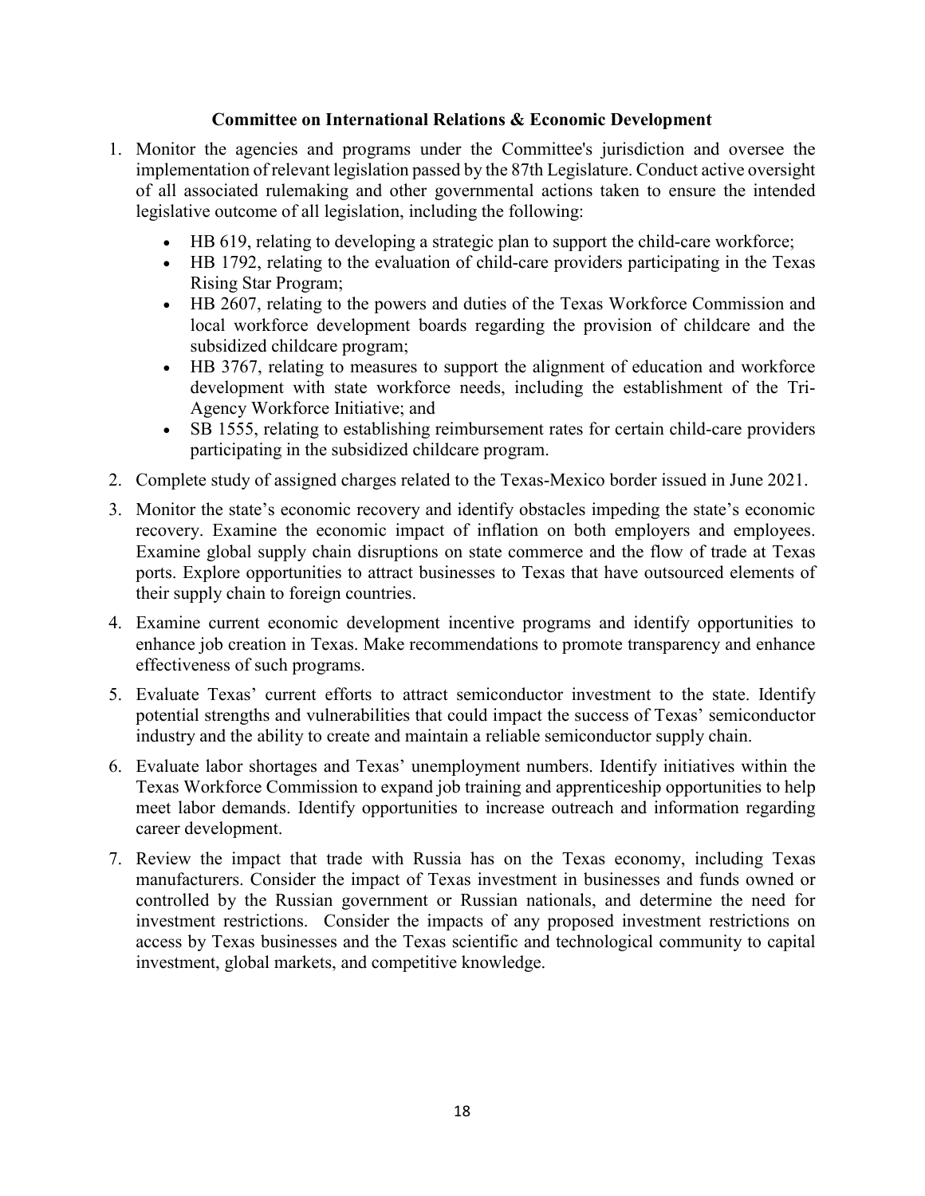## Committee on International Relations & Economic Development

1. Monitor the agencies and programs under the Committee's jurisdiction and oversee the implementation of relevant legislation passed by the 87th Legislature. Conduct active oversight of all associated rulemaking and other governmental actions taken to ensure the intended legislative outcome of all legislation, including the following:
   - HB 619, relating to developing a strategic plan to support the child-care workforce;
   - HB 1792, relating to the evaluation of child-care providers participating in the Texas Rising Star Program;
   - HB 2607, relating to the powers and duties of the Texas Workforce Commission and local workforce development boards regarding the provision of childcare and the subsidized childcare program;
   - HB 3767, relating to measures to support the alignment of education and workforce development with state workforce needs, including the establishment of the Tri-Agency Workforce Initiative; and
   - SB 1555, relating to establishing reimbursement rates for certain child-care providers participating in the subsidized childcare program.
2. Complete study of assigned charges related to the Texas-Mexico border issued in June 2021.
3. Monitor the state's economic recovery and identify obstacles impeding the state's economic recovery. Examine the economic impact of inflation on both employers and employees. Examine global supply chain disruptions on state commerce and the flow of trade at Texas ports. Explore opportunities to attract businesses to Texas that have outsourced elements of their supply chain to foreign countries.
4. Examine current economic development incentive programs and identify opportunities to enhance job creation in Texas. Make recommendations to promote transparency and enhance effectiveness of such programs.
5. Evaluate Texas' current efforts to attract semiconductor investment to the state. Identify potential strengths and vulnerabilities that could impact the success of Texas' semiconductor industry and the ability to create and maintain a reliable semiconductor supply chain.
6. Evaluate labor shortages and Texas' unemployment numbers. Identify initiatives within the Texas Workforce Commission to expand job training and apprenticeship opportunities to help meet labor demands. Identify opportunities to increase outreach and information regarding career development.
7. Review the impact that trade with Russia has on the Texas economy, including Texas manufacturers. Consider the impact of Texas investment in businesses and funds owned or controlled by the Russian government or Russian nationals, and determine the need for investment restrictions. Consider the impacts of any proposed investment restrictions on access by Texas businesses and the Texas scientific and technological community to capital investment, global markets, and competitive knowledge.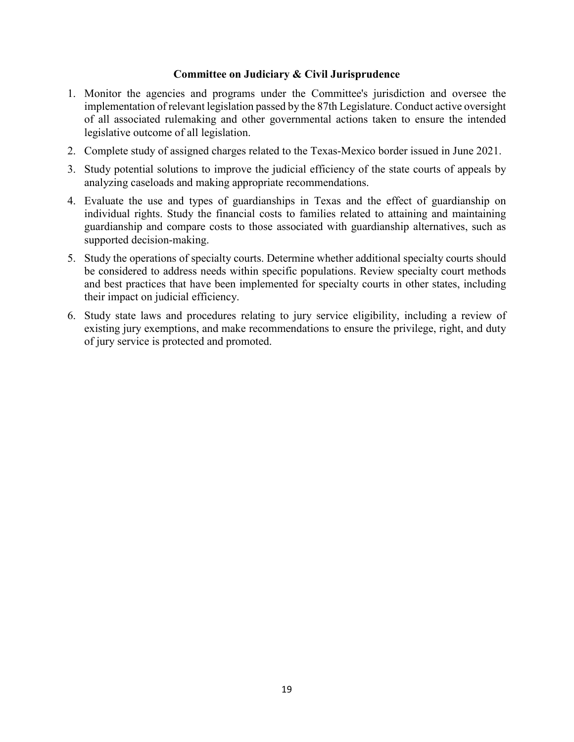## Committee on Judiciary & Civil Jurisprudence

1. Monitor the agencies and programs under the Committee's jurisdiction and oversee the implementation of relevant legislation passed by the 87th Legislature. Conduct active oversight of all associated rulemaking and other governmental actions taken to ensure the intended legislative outcome of all legislation.
2. Complete study of assigned charges related to the Texas-Mexico border issued in June 2021.
3. Study potential solutions to improve the judicial efficiency of the state courts of appeals by analyzing caseloads and making appropriate recommendations.
4. Evaluate the use and types of guardianships in Texas and the effect of guardianship on individual rights. Study the financial costs to families related to attaining and maintaining guardianship and compare costs to those associated with guardianship alternatives, such as supported decision-making.
5. Study the operations of specialty courts. Determine whether additional specialty courts should be considered to address needs within specific populations. Review specialty court methods and best practices that have been implemented for specialty courts in other states, including their impact on judicial efficiency.
6. Study state laws and procedures relating to jury service eligibility, including a review of existing jury exemptions, and make recommendations to ensure the privilege, right, and duty of jury service is protected and promoted.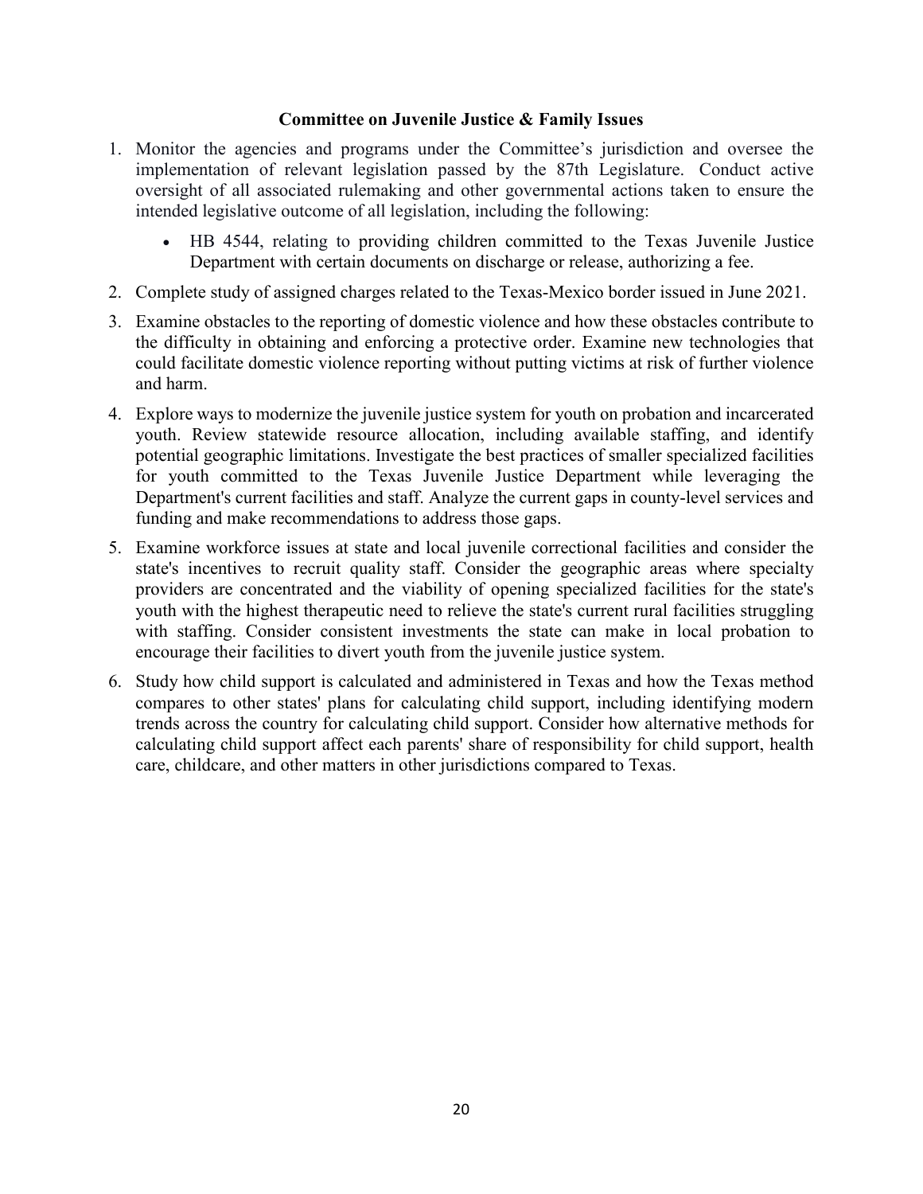**Committee on Juvenile Justice & Family Issues**

1. Monitor the agencies and programs under the Committee's jurisdiction and oversee the implementation of relevant legislation passed by the 87th Legislature. Conduct active oversight of all associated rulemaking and other governmental actions taken to ensure the intended legislative outcome of all legislation, including the following:
   - HB 4544, relating to providing children committed to the Texas Juvenile Justice Department with certain documents on discharge or release, authorizing a fee.
2. Complete study of assigned charges related to the Texas-Mexico border issued in June 2021.
3. Examine obstacles to the reporting of domestic violence and how these obstacles contribute to the difficulty in obtaining and enforcing a protective order. Examine new technologies that could facilitate domestic violence reporting without putting victims at risk of further violence and harm.
4. Explore ways to modernize the juvenile justice system for youth on probation and incarcerated youth. Review statewide resource allocation, including available staffing, and identify potential geographic limitations. Investigate the best practices of smaller specialized facilities for youth committed to the Texas Juvenile Justice Department while leveraging the Department's current facilities and staff. Analyze the current gaps in county-level services and funding and make recommendations to address those gaps.
5. Examine workforce issues at state and local juvenile correctional facilities and consider the state's incentives to recruit quality staff. Consider the geographic areas where specialty providers are concentrated and the viability of opening specialized facilities for the state's youth with the highest therapeutic need to relieve the state's current rural facilities struggling with staffing. Consider consistent investments the state can make in local probation to encourage their facilities to divert youth from the juvenile justice system.
6. Study how child support is calculated and administered in Texas and how the Texas method compares to other states' plans for calculating child support, including identifying modern trends across the country for calculating child support. Consider how alternative methods for calculating child support affect each parents' share of responsibility for child support, health care, childcare, and other matters in other jurisdictions compared to Texas.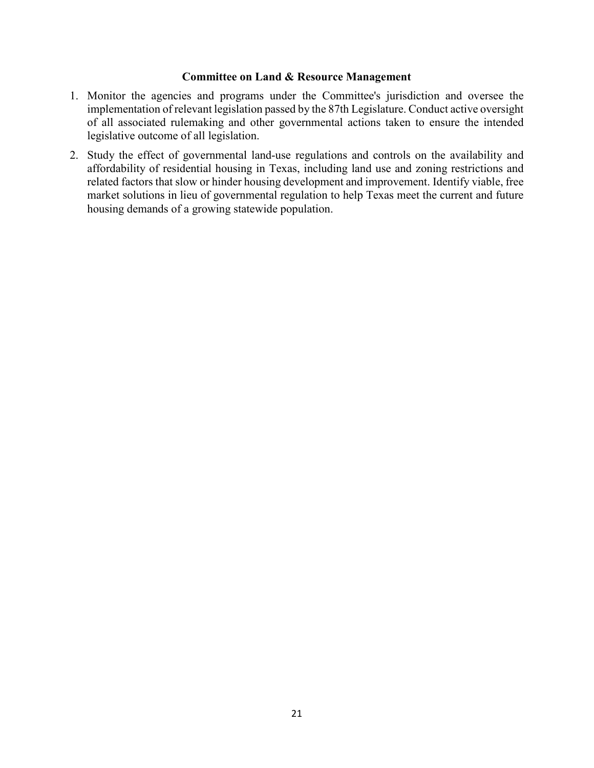### Committee on Land & Resource Management

1. Monitor the agencies and programs under the Committee's jurisdiction and oversee the implementation of relevant legislation passed by the 87th Legislature. Conduct active oversight of all associated rulemaking and other governmental actions taken to ensure the intended legislative outcome of all legislation.
2. Study the effect of governmental land-use regulations and controls on the availability and affordability of residential housing in Texas, including land use and zoning restrictions and related factors that slow or hinder housing development and improvement. Identify viable, free market solutions in lieu of governmental regulation to help Texas meet the current and future housing demands of a growing statewide population.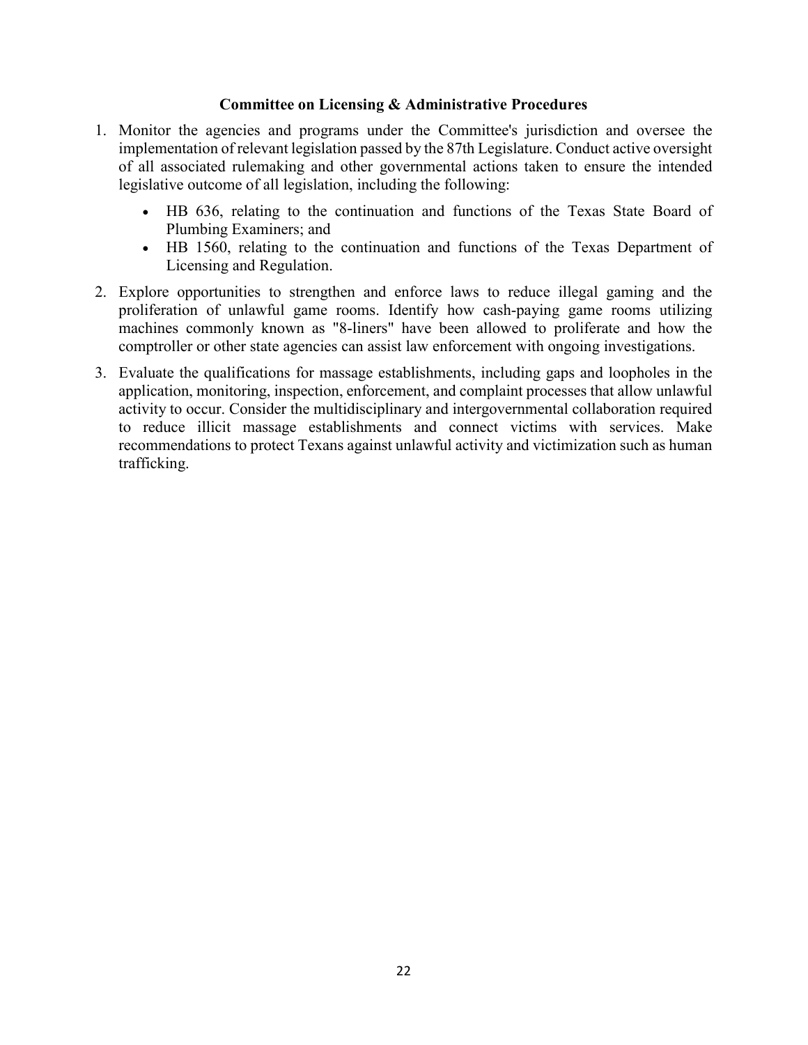**Committee on Licensing & Administrative Procedures**

1. Monitor the agencies and programs under the Committee's jurisdiction and oversee the implementation of relevant legislation passed by the 87th Legislature. Conduct active oversight of all associated rulemaking and other governmental actions taken to ensure the intended legislative outcome of all legislation, including the following:
   - HB 636, relating to the continuation and functions of the Texas State Board of Plumbing Examiners; and
   - HB 1560, relating to the continuation and functions of the Texas Department of Licensing and Regulation.
2. Explore opportunities to strengthen and enforce laws to reduce illegal gaming and the proliferation of unlawful game rooms. Identify how cash-paying game rooms utilizing machines commonly known as "8-liners" have been allowed to proliferate and how the comptroller or other state agencies can assist law enforcement with ongoing investigations.
3. Evaluate the qualifications for massage establishments, including gaps and loopholes in the application, monitoring, inspection, enforcement, and complaint processes that allow unlawful activity to occur. Consider the multidisciplinary and intergovernmental collaboration required to reduce illicit massage establishments and connect victims with services. Make recommendations to protect Texans against unlawful activity and victimization such as human trafficking.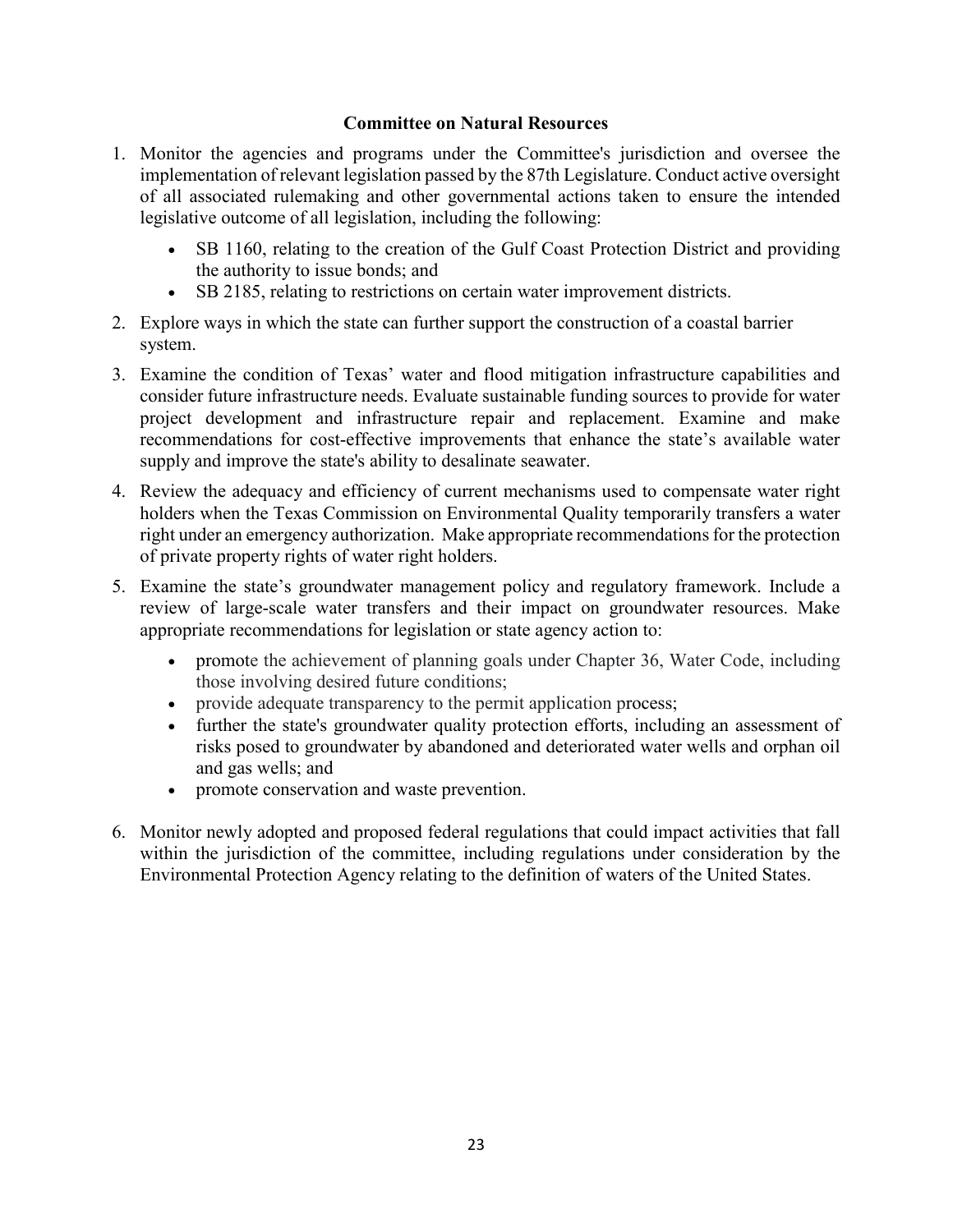## Committee on Natural Resources

1. Monitor the agencies and programs under the Committee's jurisdiction and oversee the implementation of relevant legislation passed by the 87th Legislature. Conduct active oversight of all associated rulemaking and other governmental actions taken to ensure the intended legislative outcome of all legislation, including the following:
   - SB 1160, relating to the creation of the Gulf Coast Protection District and providing the authority to issue bonds; and
   - SB 2185, relating to restrictions on certain water improvement districts.
2. Explore ways in which the state can further support the construction of a coastal barrier system.
3. Examine the condition of Texas' water and flood mitigation infrastructure capabilities and consider future infrastructure needs. Evaluate sustainable funding sources to provide for water project development and infrastructure repair and replacement. Examine and make recommendations for cost-effective improvements that enhance the state's available water supply and improve the state's ability to desalinate seawater.
4. Review the adequacy and efficiency of current mechanisms used to compensate water right holders when the Texas Commission on Environmental Quality temporarily transfers a water right under an emergency authorization. Make appropriate recommendations for the protection of private property rights of water right holders.
5. Examine the state's groundwater management policy and regulatory framework. Include a review of large-scale water transfers and their impact on groundwater resources. Make appropriate recommendations for legislation or state agency action to:
   - promote the achievement of planning goals under Chapter 36, Water Code, including those involving desired future conditions;
   - provide adequate transparency to the permit application process;
   - further the state's groundwater quality protection efforts, including an assessment of risks posed to groundwater by abandoned and deteriorated water wells and orphan oil and gas wells; and
   - promote conservation and waste prevention.
6. Monitor newly adopted and proposed federal regulations that could impact activities that fall within the jurisdiction of the committee, including regulations under consideration by the Environmental Protection Agency relating to the definition of waters of the United States.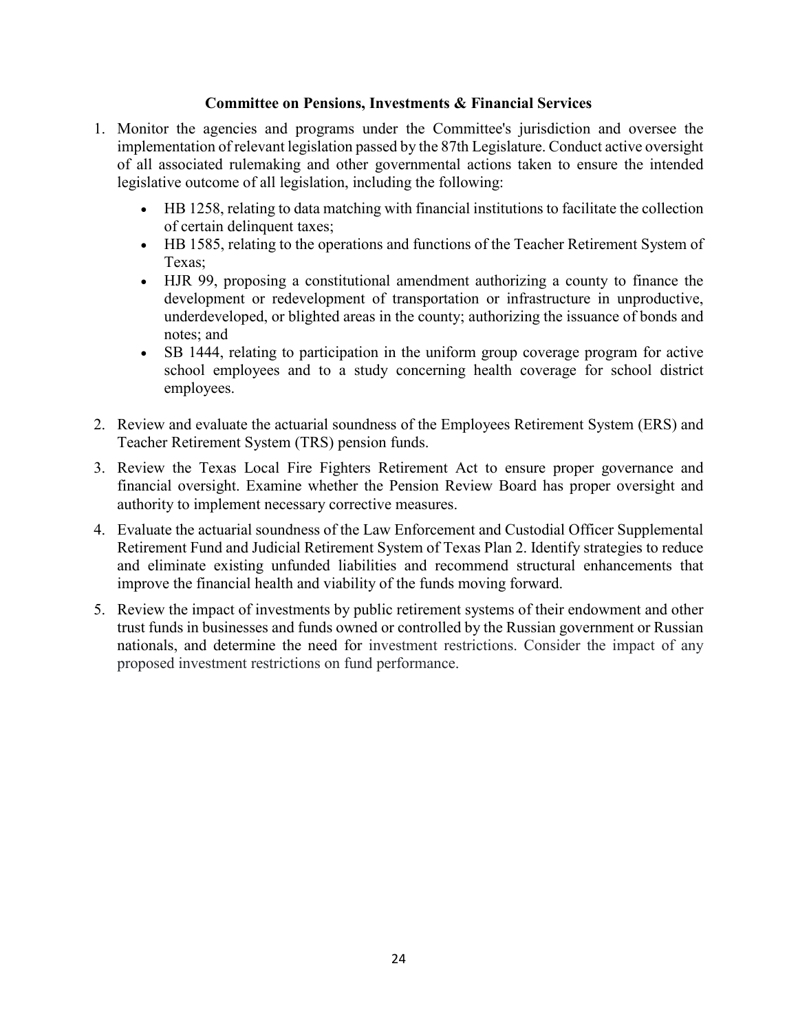## Committee on Pensions, Investments & Financial Services

1. Monitor the agencies and programs under the Committee's jurisdiction and oversee the implementation of relevant legislation passed by the 87th Legislature. Conduct active oversight of all associated rulemaking and other governmental actions taken to ensure the intended legislative outcome of all legislation, including the following:
   - HB 1258, relating to data matching with financial institutions to facilitate the collection of certain delinquent taxes;
   - HB 1585, relating to the operations and functions of the Teacher Retirement System of Texas;
   - HJR 99, proposing a constitutional amendment authorizing a county to finance the development or redevelopment of transportation or infrastructure in unproductive, underdeveloped, or blighted areas in the county; authorizing the issuance of bonds and notes; and
   - SB 1444, relating to participation in the uniform group coverage program for active school employees and to a study concerning health coverage for school district employees.
2. Review and evaluate the actuarial soundness of the Employees Retirement System (ERS) and Teacher Retirement System (TRS) pension funds.
3. Review the Texas Local Fire Fighters Retirement Act to ensure proper governance and financial oversight. Examine whether the Pension Review Board has proper oversight and authority to implement necessary corrective measures.
4. Evaluate the actuarial soundness of the Law Enforcement and Custodial Officer Supplemental Retirement Fund and Judicial Retirement System of Texas Plan 2. Identify strategies to reduce and eliminate existing unfunded liabilities and recommend structural enhancements that improve the financial health and viability of the funds moving forward.
5. Review the impact of investments by public retirement systems of their endowment and other trust funds in businesses and funds owned or controlled by the Russian government or Russian nationals, and determine the need for investment restrictions. Consider the impact of any proposed investment restrictions on fund performance.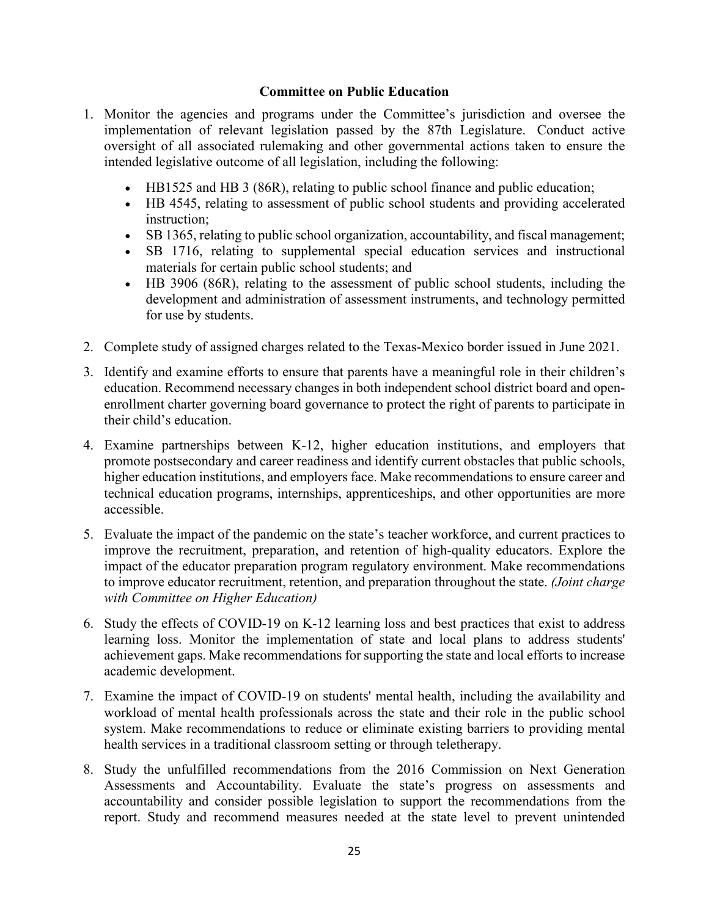## Committee on Public Education

1. Monitor the agencies and programs under the Committee's jurisdiction and oversee the implementation of relevant legislation passed by the 87th Legislature. Conduct active oversight of all associated rulemaking and other governmental actions taken to ensure the intended legislative outcome of all legislation, including the following:
   - HB1525 and HB 3 (86R), relating to public school finance and public education;
   - HB 4545, relating to assessment of public school students and providing accelerated instruction;
   - SB 1365, relating to public school organization, accountability, and fiscal management;
   - SB 1716, relating to supplemental special education services and instructional materials for certain public school students; and
   - HB 3906 (86R), relating to the assessment of public school students, including the development and administration of assessment instruments, and technology permitted for use by students.
2. Complete study of assigned charges related to the Texas-Mexico border issued in June 2021.
3. Identify and examine efforts to ensure that parents have a meaningful role in their children's education. Recommend necessary changes in both independent school district board and open-enrollment charter governing board governance to protect the right of parents to participate in their child's education.
4. Examine partnerships between K-12, higher education institutions, and employers that promote postsecondary and career readiness and identify current obstacles that public schools, higher education institutions, and employers face. Make recommendations to ensure career and technical education programs, internships, apprenticeships, and other opportunities are more accessible.
5. Evaluate the impact of the pandemic on the state's teacher workforce, and current practices to improve the recruitment, preparation, and retention of high-quality educators. Explore the impact of the educator preparation program regulatory environment. Make recommendations to improve educator recruitment, retention, and preparation throughout the state. *(Joint charge with Committee on Higher Education)*
6. Study the effects of COVID-19 on K-12 learning loss and best practices that exist to address learning loss. Monitor the implementation of state and local plans to address students' achievement gaps. Make recommendations for supporting the state and local efforts to increase academic development.
7. Examine the impact of COVID-19 on students' mental health, including the availability and workload of mental health professionals across the state and their role in the public school system. Make recommendations to reduce or eliminate existing barriers to providing mental health services in a traditional classroom setting or through teletherapy.
8. Study the unfulfilled recommendations from the 2016 Commission on Next Generation Assessments and Accountability. Evaluate the state's progress on assessments and accountability and consider possible legislation to support the recommendations from the report. Study and recommend measures needed at the state level to prevent unintended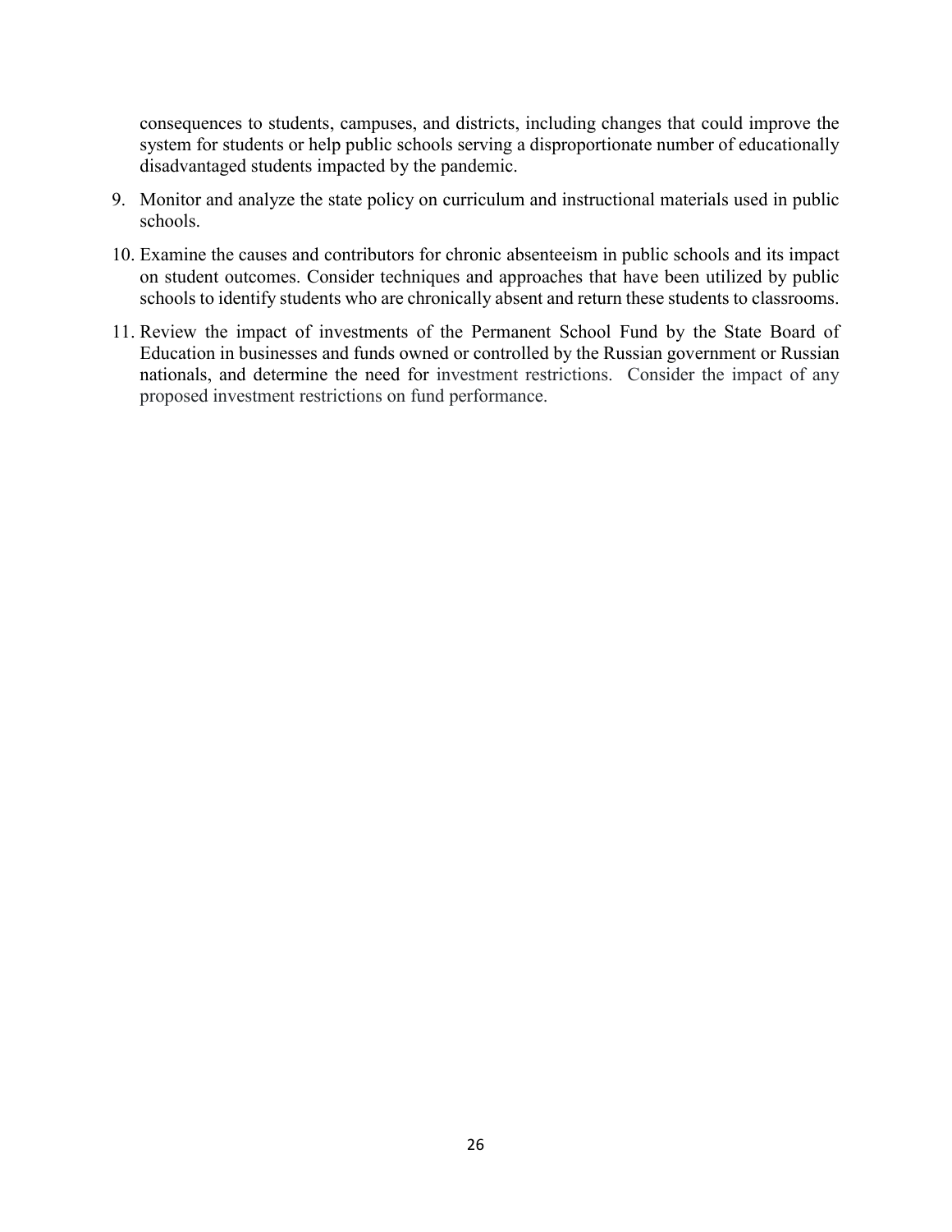consequences to students, campuses, and districts, including changes that could improve the system for students or help public schools serving a disproportionate number of educationally disadvantaged students impacted by the pandemic.

9. Monitor and analyze the state policy on curriculum and instructional materials used in public schools.

10. Examine the causes and contributors for chronic absenteeism in public schools and its impact on student outcomes. Consider techniques and approaches that have been utilized by public schools to identify students who are chronically absent and return these students to classrooms.

11. Review the impact of investments of the Permanent School Fund by the State Board of Education in businesses and funds owned or controlled by the Russian government or Russian nationals, and determine the need for investment restrictions. Consider the impact of any proposed investment restrictions on fund performance.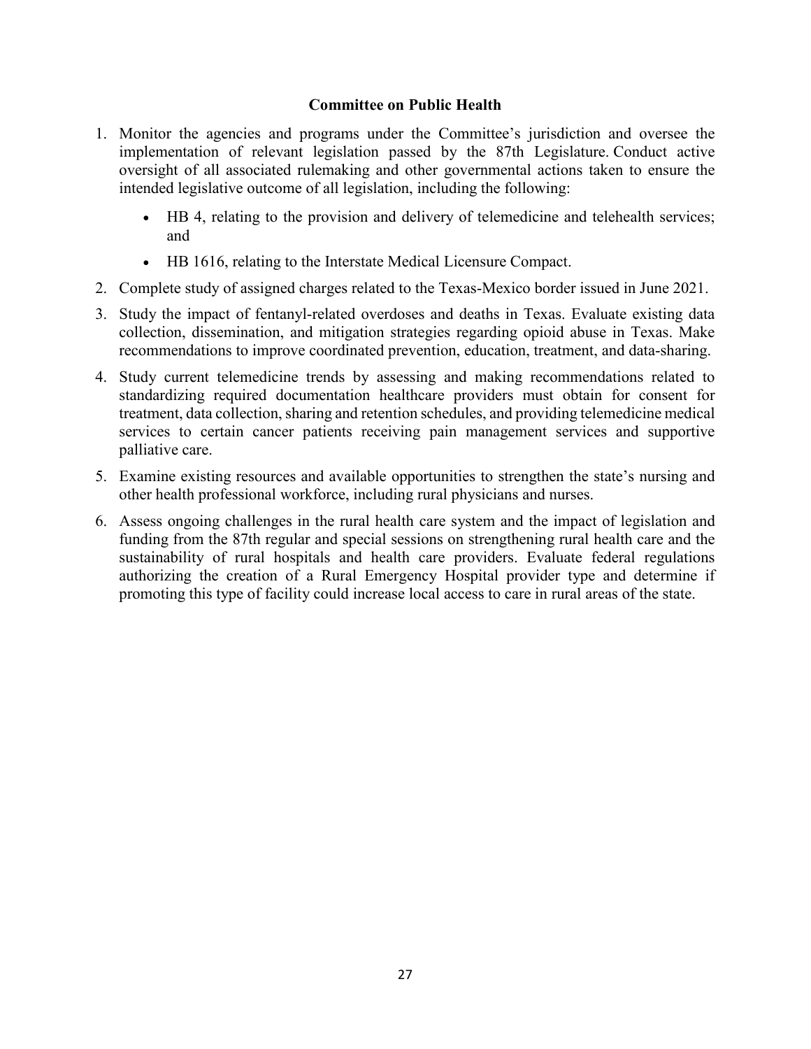## Committee on Public Health

1. Monitor the agencies and programs under the Committee's jurisdiction and oversee the implementation of relevant legislation passed by the 87th Legislature. Conduct active oversight of all associated rulemaking and other governmental actions taken to ensure the intended legislative outcome of all legislation, including the following:

   - HB 4, relating to the provision and delivery of telemedicine and telehealth services; and
   - HB 1616, relating to the Interstate Medical Licensure Compact.

2. Complete study of assigned charges related to the Texas-Mexico border issued in June 2021.

3. Study the impact of fentanyl-related overdoses and deaths in Texas. Evaluate existing data collection, dissemination, and mitigation strategies regarding opioid abuse in Texas. Make recommendations to improve coordinated prevention, education, treatment, and data-sharing.

4. Study current telemedicine trends by assessing and making recommendations related to standardizing required documentation healthcare providers must obtain for consent for treatment, data collection, sharing and retention schedules, and providing telemedicine medical services to certain cancer patients receiving pain management services and supportive palliative care.

5. Examine existing resources and available opportunities to strengthen the state's nursing and other health professional workforce, including rural physicians and nurses.

6. Assess ongoing challenges in the rural health care system and the impact of legislation and funding from the 87th regular and special sessions on strengthening rural health care and the sustainability of rural hospitals and health care providers. Evaluate federal regulations authorizing the creation of a Rural Emergency Hospital provider type and determine if promoting this type of facility could increase local access to care in rural areas of the state.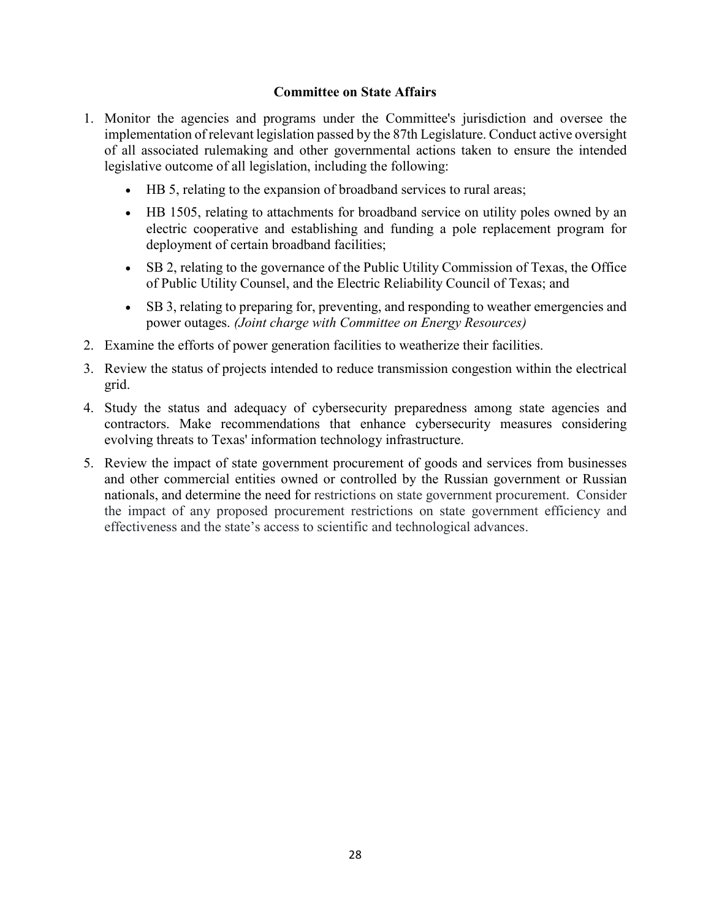## Committee on State Affairs

1. Monitor the agencies and programs under the Committee's jurisdiction and oversee the implementation of relevant legislation passed by the 87th Legislature. Conduct active oversight of all associated rulemaking and other governmental actions taken to ensure the intended legislative outcome of all legislation, including the following:
   - HB 5, relating to the expansion of broadband services to rural areas;
   - HB 1505, relating to attachments for broadband service on utility poles owned by an electric cooperative and establishing and funding a pole replacement program for deployment of certain broadband facilities;
   - SB 2, relating to the governance of the Public Utility Commission of Texas, the Office of Public Utility Counsel, and the Electric Reliability Council of Texas; and
   - SB 3, relating to preparing for, preventing, and responding to weather emergencies and power outages. *(Joint charge with Committee on Energy Resources)*
2. Examine the efforts of power generation facilities to weatherize their facilities.
3. Review the status of projects intended to reduce transmission congestion within the electrical grid.
4. Study the status and adequacy of cybersecurity preparedness among state agencies and contractors. Make recommendations that enhance cybersecurity measures considering evolving threats to Texas' information technology infrastructure.
5. Review the impact of state government procurement of goods and services from businesses and other commercial entities owned or controlled by the Russian government or Russian nationals, and determine the need for restrictions on state government procurement. Consider the impact of any proposed procurement restrictions on state government efficiency and effectiveness and the state's access to scientific and technological advances.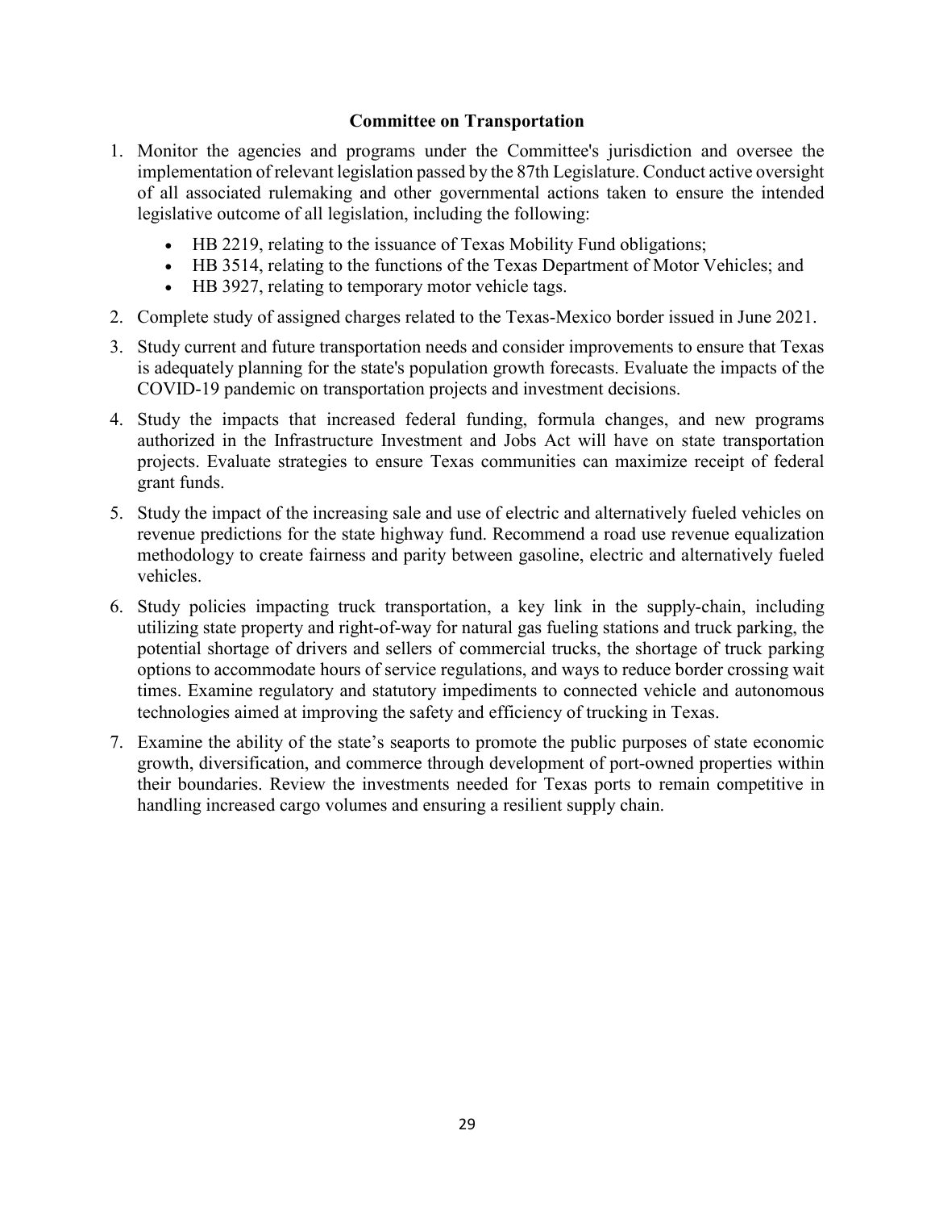## Committee on Transportation

1. Monitor the agencies and programs under the Committee's jurisdiction and oversee the implementation of relevant legislation passed by the 87th Legislature. Conduct active oversight of all associated rulemaking and other governmental actions taken to ensure the intended legislative outcome of all legislation, including the following:
   - HB 2219, relating to the issuance of Texas Mobility Fund obligations;
   - HB 3514, relating to the functions of the Texas Department of Motor Vehicles; and
   - HB 3927, relating to temporary motor vehicle tags.
2. Complete study of assigned charges related to the Texas-Mexico border issued in June 2021.
3. Study current and future transportation needs and consider improvements to ensure that Texas is adequately planning for the state's population growth forecasts. Evaluate the impacts of the COVID-19 pandemic on transportation projects and investment decisions.
4. Study the impacts that increased federal funding, formula changes, and new programs authorized in the Infrastructure Investment and Jobs Act will have on state transportation projects. Evaluate strategies to ensure Texas communities can maximize receipt of federal grant funds.
5. Study the impact of the increasing sale and use of electric and alternatively fueled vehicles on revenue predictions for the state highway fund. Recommend a road use revenue equalization methodology to create fairness and parity between gasoline, electric and alternatively fueled vehicles.
6. Study policies impacting truck transportation, a key link in the supply-chain, including utilizing state property and right-of-way for natural gas fueling stations and truck parking, the potential shortage of drivers and sellers of commercial trucks, the shortage of truck parking options to accommodate hours of service regulations, and ways to reduce border crossing wait times. Examine regulatory and statutory impediments to connected vehicle and autonomous technologies aimed at improving the safety and efficiency of trucking in Texas.
7. Examine the ability of the state's seaports to promote the public purposes of state economic growth, diversification, and commerce through development of port-owned properties within their boundaries. Review the investments needed for Texas ports to remain competitive in handling increased cargo volumes and ensuring a resilient supply chain.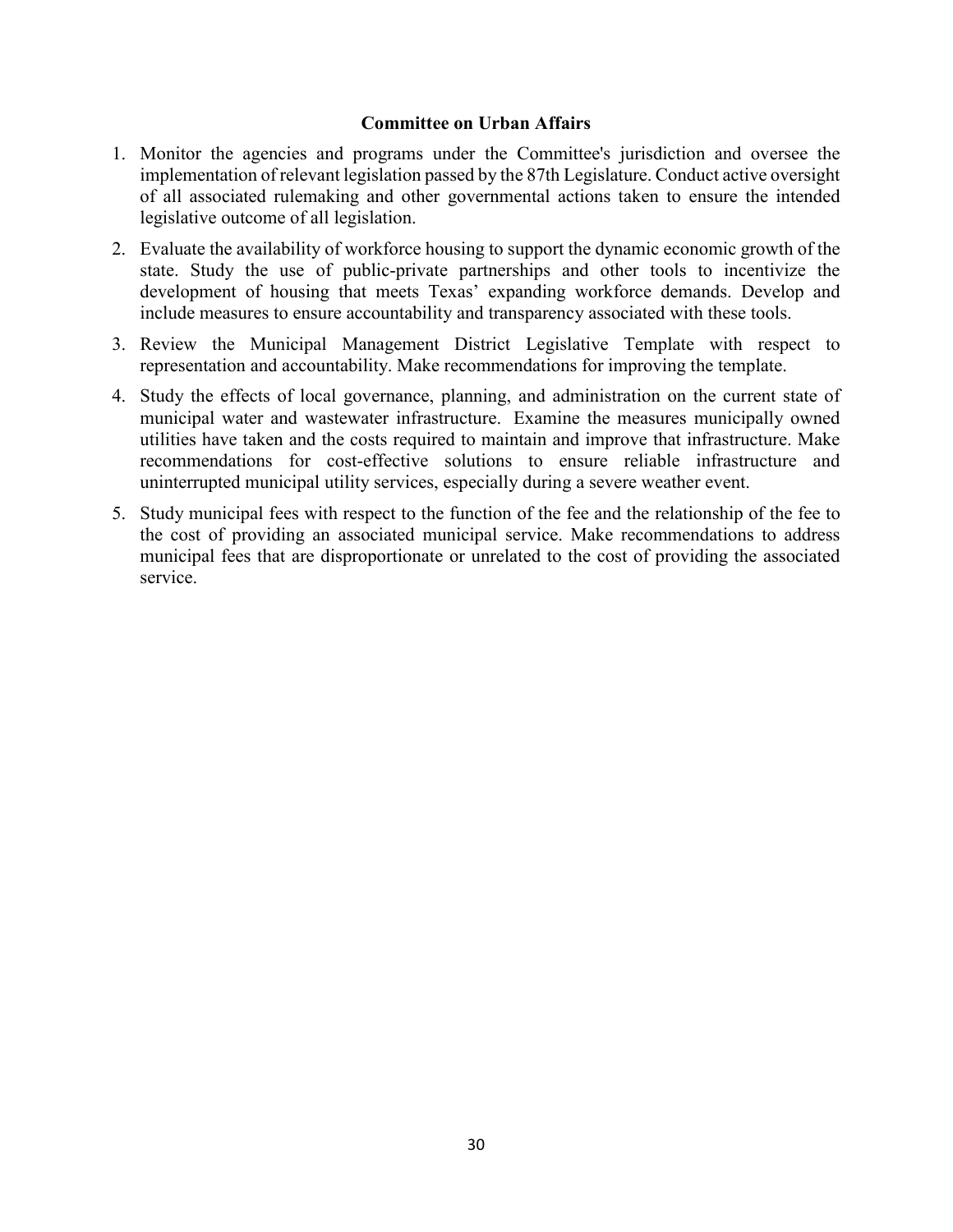## Committee on Urban Affairs

1. Monitor the agencies and programs under the Committee's jurisdiction and oversee the implementation of relevant legislation passed by the 87th Legislature. Conduct active oversight of all associated rulemaking and other governmental actions taken to ensure the intended legislative outcome of all legislation.
2. Evaluate the availability of workforce housing to support the dynamic economic growth of the state. Study the use of public-private partnerships and other tools to incentivize the development of housing that meets Texas' expanding workforce demands. Develop and include measures to ensure accountability and transparency associated with these tools.
3. Review the Municipal Management District Legislative Template with respect to representation and accountability. Make recommendations for improving the template.
4. Study the effects of local governance, planning, and administration on the current state of municipal water and wastewater infrastructure. Examine the measures municipally owned utilities have taken and the costs required to maintain and improve that infrastructure. Make recommendations for cost-effective solutions to ensure reliable infrastructure and uninterrupted municipal utility services, especially during a severe weather event.
5. Study municipal fees with respect to the function of the fee and the relationship of the fee to the cost of providing an associated municipal service. Make recommendations to address municipal fees that are disproportionate or unrelated to the cost of providing the associated service.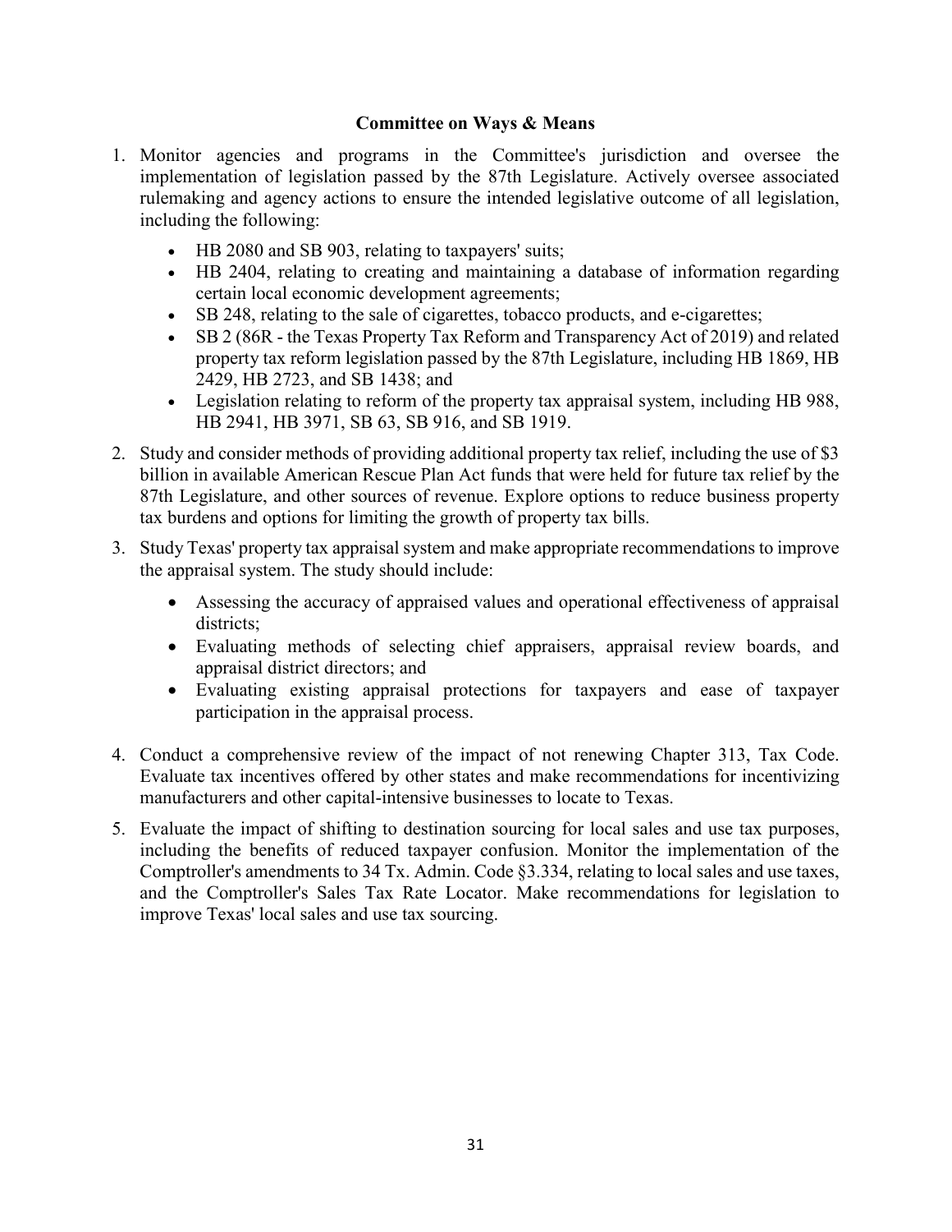## Committee on Ways & Means

1. Monitor agencies and programs in the Committee's jurisdiction and oversee the implementation of legislation passed by the 87th Legislature. Actively oversee associated rulemaking and agency actions to ensure the intended legislative outcome of all legislation, including the following:
   - HB 2080 and SB 903, relating to taxpayers' suits;
   - HB 2404, relating to creating and maintaining a database of information regarding certain local economic development agreements;
   - SB 248, relating to the sale of cigarettes, tobacco products, and e-cigarettes;
   - SB 2 (86R - the Texas Property Tax Reform and Transparency Act of 2019) and related property tax reform legislation passed by the 87th Legislature, including HB 1869, HB 2429, HB 2723, and SB 1438; and
   - Legislation relating to reform of the property tax appraisal system, including HB 988, HB 2941, HB 3971, SB 63, SB 916, and SB 1919.
2. Study and consider methods of providing additional property tax relief, including the use of $3 billion in available American Rescue Plan Act funds that were held for future tax relief by the 87th Legislature, and other sources of revenue. Explore options to reduce business property tax burdens and options for limiting the growth of property tax bills.
3. Study Texas' property tax appraisal system and make appropriate recommendations to improve the appraisal system. The study should include:
   - Assessing the accuracy of appraised values and operational effectiveness of appraisal districts;
   - Evaluating methods of selecting chief appraisers, appraisal review boards, and appraisal district directors; and
   - Evaluating existing appraisal protections for taxpayers and ease of taxpayer participation in the appraisal process.
4. Conduct a comprehensive review of the impact of not renewing Chapter 313, Tax Code. Evaluate tax incentives offered by other states and make recommendations for incentivizing manufacturers and other capital-intensive businesses to locate to Texas.
5. Evaluate the impact of shifting to destination sourcing for local sales and use tax purposes, including the benefits of reduced taxpayer confusion. Monitor the implementation of the Comptroller's amendments to 34 Tx. Admin. Code §3.334, relating to local sales and use taxes, and the Comptroller's Sales Tax Rate Locator. Make recommendations for legislation to improve Texas' local sales and use tax sourcing.